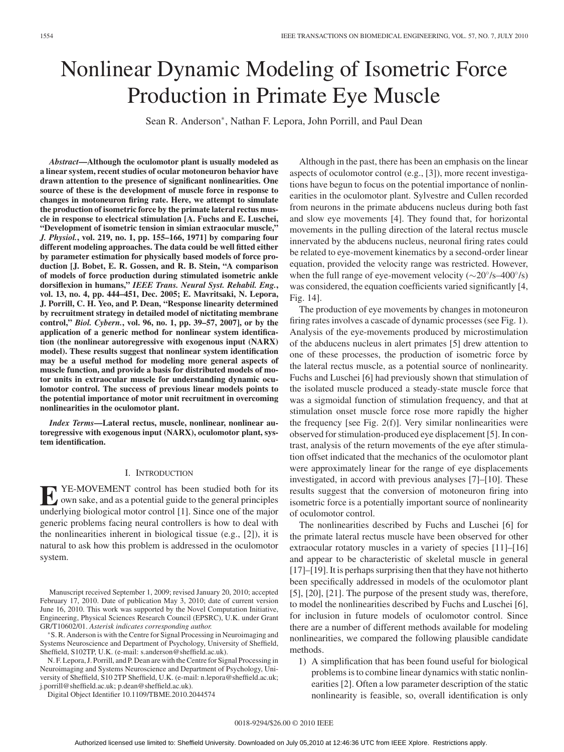# Nonlinear Dynamic Modeling of Isometric Force Production in Primate Eye Muscle

Sean R. Anderson*, Nathan F. Lepora, John Porrill, and Paul Dean

***Abstract*—Although the oculomotor plant is usually modeled as a linear system, recent studies of ocular motoneuron behavior have drawn attention to the presence of significant nonlinearities. One source of these is the development of muscle force in response to changes in motoneuron firing rate. Here, we attempt to simulate the production of isometric force by the primate lateral rectus muscle in response to electrical stimulation [A. Fuchs and E. Luschei, "Development of isometric tension in simian extraocular muscle," *J. Physiol.*, vol. 219, no. 1, pp. 155–166, 1971] by comparing four different modeling approaches. The data could be well fitted either by parameter estimation for physically based models of force production [J. Bobet, E. R. Gossen, and R. B. Stein, "A comparison of models of force production during stimulated isometric ankle dorsiflexion in humans," *IEEE Trans. Neural Syst. Rehabil. Eng.*, vol. 13, no. 4, pp. 444–451, Dec. 2005; E. Mavritsaki, N. Lepora, J. Porrill, C. H. Yeo, and P. Dean, "Response linearity determined by recruitment strategy in detailed model of nictitating membrane control," *Biol. Cybern.*, vol. 96, no. 1, pp. 39–57, 2007], or by the application of a generic method for nonlinear system identification (the nonlinear autoregressive with exogenous input (NARX) model). These results suggest that nonlinear system identification may be a useful method for modeling more general aspects of muscle function, and provide a basis for distributed models of motor units in extraocular muscle for understanding dynamic oculomotor control. The success of previous linear models points to the potential importance of motor unit recruitment in overcoming nonlinearities in the oculomotor plant.**

***Index Terms*—Lateral rectus, muscle, nonlinear, nonlinear autoregressive with exogenous input (NARX), oculomotor plant, system identification.**

## I. Introduction

EYE-MOVEMENT control has been studied both for its own sake, and as a potential guide to the general principles underlying biological motor control [1]. Since one of the major generic problems facing neural controllers is how to deal with the nonlinearities inherent in biological tissue (e.g., [2]), it is natural to ask how this problem is addressed in the oculomotor system.

Although in the past, there has been an emphasis on the linear aspects of oculomotor control (e.g., [3]), more recent investigations have begun to focus on the potential importance of nonlinearities in the oculomotor plant. Sylvestre and Cullen recorded from neurons in the primate abducens nucleus during both fast and slow eye movements [4]. They found that, for horizontal movements in the pulling direction of the lateral rectus muscle innervated by the abducens nucleus, neuronal firing rates could be related to eye-movement kinematics by a second-order linear equation, provided the velocity range was restricted. However, when the full range of eye-movement velocity ($\sim 20^\circ$/s–$400^\circ$/s) was considered, the equation coefficients varied significantly [4, Fig. 14].

The production of eye movements by changes in motoneuron firing rates involves a cascade of dynamic processes (see Fig. 1). Analysis of the eye-movements produced by microstimulation of the abducens nucleus in alert primates [5] drew attention to one of these processes, the production of isometric force by the lateral rectus muscle, as a potential source of nonlinearity. Fuchs and Luschei [6] had previously shown that stimulation of the isolated muscle produced a steady-state muscle force that was a sigmoidal function of stimulation frequency, and that at stimulation onset muscle force rose more rapidly the higher the frequency [see Fig. 2(f)]. Very similar nonlinearities were observed for stimulation-produced eye displacement [5]. In contrast, analysis of the return movements of the eye after stimulation offset indicated that the mechanics of the oculomotor plant were approximately linear for the range of eye displacements investigated, in accord with previous analyses [7]–[10]. These results suggest that the conversion of motoneuron firing into isometric force is a potentially important source of nonlinearity of oculomotor control.

The nonlinearities described by Fuchs and Luschei [6] for the primate lateral rectus muscle have been observed for other extraocular rotatory muscles in a variety of species [11]–[16] and appear to be characteristic of skeletal muscle in general [17]–[19]. It is perhaps surprising then that they have not hitherto been specifically addressed in models of the oculomotor plant [5], [20], [21]. The purpose of the present study was, therefore, to model the nonlinearities described by Fuchs and Luschei [6], for inclusion in future models of oculomotor control. Since there are a number of different methods available for modeling nonlinearities, we compared the following plausible candidate methods.

1) A simplification that has been found useful for biological problems is to combine linear dynamics with static nonlinearities [2]. Often a low parameter description of the static nonlinearity is feasible, so, overall identification is only

Manuscript received September 1, 2009; revised January 20, 2010; accepted February 17, 2010. Date of publication May 3, 2010; date of current version June 16, 2010. This work was supported by the Novel Computation Initiative, Engineering, Physical Sciences Research Council (EPSRC), U.K. under Grant GR/T10602/01. *Asterisk indicates corresponding author.*

*S. R. Anderson is with the Centre for Signal Processing in Neuroimaging and Systems Neuroscience and Department of Psychology, University of Sheffield, Sheffield, S102TP, U.K. (e-mail: s.anderson@sheffield.ac.uk).

N. F. Lepora, J. Porrill, and P. Dean are with the Centre for Signal Processing in Neuroimaging and Systems Neuroscience and Department of Psychology, University of Sheffield, S10 2TP Sheffield, U.K. (e-mail: n.lepora@sheffield.ac.uk; j.porrill@sheffield.ac.uk; p.dean@sheffield.ac.uk).

Digital Object Identifier 10.1109/TBME.2010.2044574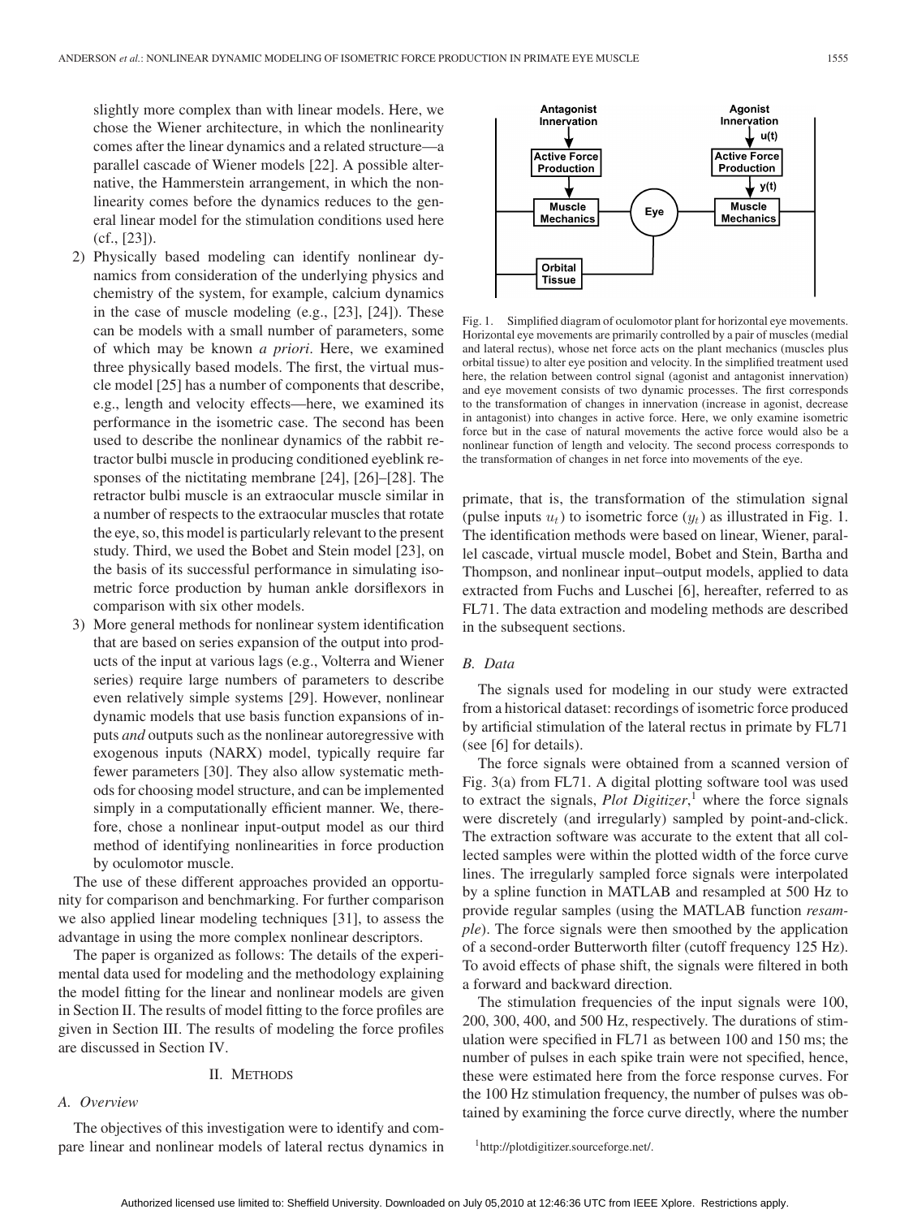slightly more complex than with linear models. Here, we chose the Wiener architecture, in which the nonlinearity comes after the linear dynamics and a related structure—a parallel cascade of Wiener models [22]. A possible alternative, the Hammerstein arrangement, in which the nonlinearity comes before the dynamics reduces to the general linear model for the stimulation conditions used here (cf., [23]).

2) Physically based modeling can identify nonlinear dynamics from consideration of the underlying physics and chemistry of the system, for example, calcium dynamics in the case of muscle modeling (e.g., [23], [24]). These can be models with a small number of parameters, some of which may be known *a priori*. Here, we examined three physically based models. The first, the virtual muscle model [25] has a number of components that describe, e.g., length and velocity effects—here, we examined its performance in the isometric case. The second has been used to describe the nonlinear dynamics of the rabbit retractor bulbi muscle in producing conditioned eyeblink responses of the nictitating membrane [24], [26]–[28]. The retractor bulbi muscle is an extraocular muscle similar in a number of respects to the extraocular muscles that rotate the eye, so, this model is particularly relevant to the present study. Third, we used the Bobet and Stein model [23], on the basis of its successful performance in simulating isometric force production by human ankle dorsiflexors in comparison with six other models.

3) More general methods for nonlinear system identification that are based on series expansion of the output into products of the input at various lags (e.g., Volterra and Wiener series) require large numbers of parameters to describe even relatively simple systems [29]. However, nonlinear dynamic models that use basis function expansions of inputs *and* outputs such as the nonlinear autoregressive with exogenous inputs (NARX) model, typically require far fewer parameters [30]. They also allow systematic methods for choosing model structure, and can be implemented simply in a computationally efficient manner. We, therefore, chose a nonlinear input-output model as our third method of identifying nonlinearities in force production by oculomotor muscle.

The use of these different approaches provided an opportunity for comparison and benchmarking. For further comparison we also applied linear modeling techniques [31], to assess the advantage in using the more complex nonlinear descriptors.

The paper is organized as follows: The details of the experimental data used for modeling and the methodology explaining the model fitting for the linear and nonlinear models are given in Section II. The results of model fitting to the force profiles are given in Section III. The results of modeling the force profiles are discussed in Section IV.

## II. Methods

### A. Overview

The objectives of this investigation were to identify and compare linear and nonlinear models of lateral rectus dynamics in primate, that is, the transformation of the stimulation signal (pulse inputs $u_t$) to isometric force ($y_t$) as illustrated in Fig. 1. The identification methods were based on linear, Wiener, parallel cascade, virtual muscle model, Bobet and Stein, Bartha and Thompson, and nonlinear input–output models, applied to data extracted from Fuchs and Luschei [6], hereafter, referred to as FL71. The data extraction and modeling methods are described in the subsequent sections.

Fig. 1. Simplified diagram of oculomotor plant for horizontal eye movements. Horizontal eye movements are primarily controlled by a pair of muscles (medial and lateral rectus), whose net force acts on the plant mechanics (muscles plus orbital tissue) to alter eye position and velocity. In the simplified treatment used here, the relation between control signal (agonist and antagonist innervation) and eye movement consists of two dynamic processes. The first corresponds to the transformation of changes in innervation (increase in agonist, decrease in antagonist) into changes in active force. Here, we only examine isometric force but in the case of natural movements the active force would also be a nonlinear function of length and velocity. The second process corresponds to the transformation of changes in net force into movements of the eye.

### B. Data

The signals used for modeling in our study were extracted from a historical dataset: recordings of isometric force produced by artificial stimulation of the lateral rectus in primate by FL71 (see [6] for details).

The force signals were obtained from a scanned version of Fig. 3(a) from FL71. A digital plotting software tool was used to extract the signals, *Plot Digitizer*,[1] where the force signals were discretely (and irregularly) sampled by point-and-click. The extraction software was accurate to the extent that all collected samples were within the plotted width of the force curve lines. The irregularly sampled force signals were interpolated by a spline function in MATLAB and resampled at 500 Hz to provide regular samples (using the MATLAB function *resample*). The force signals were then smoothed by the application of a second-order Butterworth filter (cutoff frequency 125 Hz). To avoid effects of phase shift, the signals were filtered in both a forward and backward direction.

The stimulation frequencies of the input signals were 100, 200, 300, 400, and 500 Hz, respectively. The durations of stimulation were specified in FL71 as between 100 and 150 ms; the number of pulses in each spike train were not specified, hence, these were estimated here from the force response curves. For the 100 Hz stimulation frequency, the number of pulses was obtained by examining the force curve directly, where the number

[1] http://plotdigitizer.sourceforge.net/.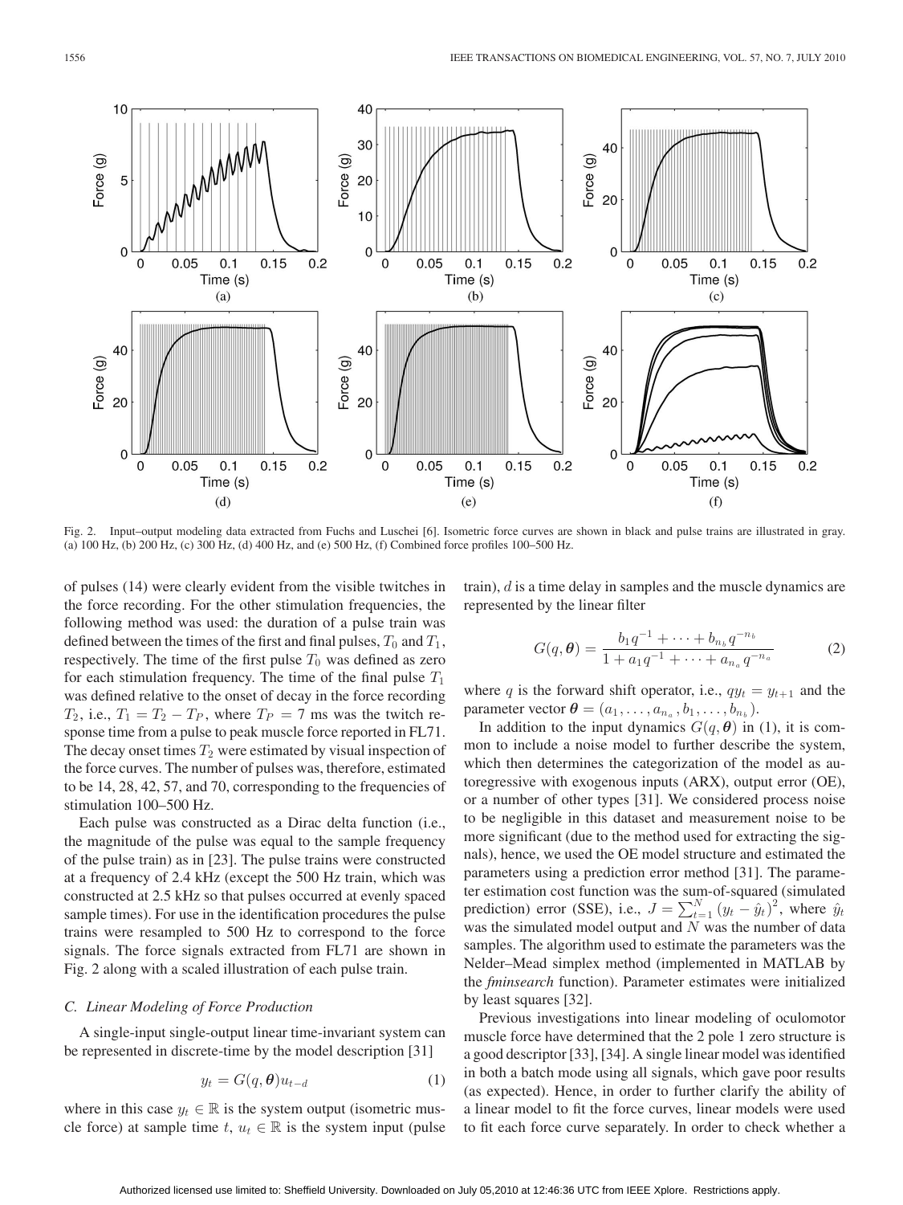Fig. 2. Input–output modeling data extracted from Fuchs and Luschei [6]. Isometric force curves are shown in black and pulse trains are illustrated in gray. (a) 100 Hz, (b) 200 Hz, (c) 300 Hz, (d) 400 Hz, and (e) 500 Hz, (f) Combined force profiles 100–500 Hz.

of pulses (14) were clearly evident from the visible twitches in the force recording. For the other stimulation frequencies, the following method was used: the duration of a pulse train was defined between the times of the first and final pulses, $T_0$ and $T_1$, respectively. The time of the first pulse $T_0$ was defined as zero for each stimulation frequency. The time of the final pulse $T_1$ was defined relative to the onset of decay in the force recording $T_2$, i.e., $T_1 = T_2 - T_P$, where $T_P = 7$ ms was the twitch response time from a pulse to peak muscle force reported in FL71. The decay onset times $T_2$ were estimated by visual inspection of the force curves. The number of pulses was, therefore, estimated to be 14, 28, 42, 57, and 70, corresponding to the frequencies of stimulation 100–500 Hz.

Each pulse was constructed as a Dirac delta function (i.e., the magnitude of the pulse was equal to the sample frequency of the pulse train) as in [23]. The pulse trains were constructed at a frequency of 2.4 kHz (except the 500 Hz train, which was constructed at 2.5 kHz so that pulses occurred at evenly spaced sample times). For use in the identification procedures the pulse trains were resampled to 500 Hz to correspond to the force signals. The force signals extracted from FL71 are shown in Fig. 2 along with a scaled illustration of each pulse train.

### C. Linear Modeling of Force Production

A single-input single-output linear time-invariant system can be represented in discrete-time by the model description [31]

$$y_t = G(q, \boldsymbol{\theta}) u_{t-d} \tag{1}$$

where in this case $y_t \in \mathbb{R}$ is the system output (isometric muscle force) at sample time $t$, $u_t \in \mathbb{R}$ is the system input (pulse train), $d$ is a time delay in samples and the muscle dynamics are represented by the linear filter

$$G(q, \boldsymbol{\theta}) = \frac{b_1 q^{-1} + \cdots + b_{n_b} q^{-n_b}}{1 + a_1 q^{-1} + \cdots + a_{n_a} q^{-n_a}} \tag{2}$$

where $q$ is the forward shift operator, i.e., $q y_t = y_{t+1}$ and the parameter vector $\boldsymbol{\theta} = (a_1, \ldots, a_{n_a}, b_1, \ldots, b_{n_b})$.

In addition to the input dynamics $G(q, \boldsymbol{\theta})$ in (1), it is common to include a noise model to further describe the system, which then determines the categorization of the model as autoregressive with exogenous inputs (ARX), output error (OE), or a number of other types [31]. We considered process noise to be negligible in this dataset and measurement noise to be more significant (due to the method used for extracting the signals), hence, we used the OE model structure and estimated the parameters using a prediction error method [31]. The parameter estimation cost function was the sum-of-squared (simulated prediction) error (SSE), i.e., $J = \sum_{t=1}^{N} (y_t - \hat{y}_t)^2$, where $\hat{y}_t$ was the simulated model output and $N$ was the number of data samples. The algorithm used to estimate the parameters was the Nelder–Mead simplex method (implemented in MATLAB by the *fminsearch* function). Parameter estimates were initialized by least squares [32].

Previous investigations into linear modeling of oculomotor muscle force have determined that the 2 pole 1 zero structure is a good descriptor [33], [34]. A single linear model was identified in both a batch mode using all signals, which gave poor results (as expected). Hence, in order to further clarify the ability of a linear model to fit the force curves, linear models were used to fit each force curve separately. In order to check whether a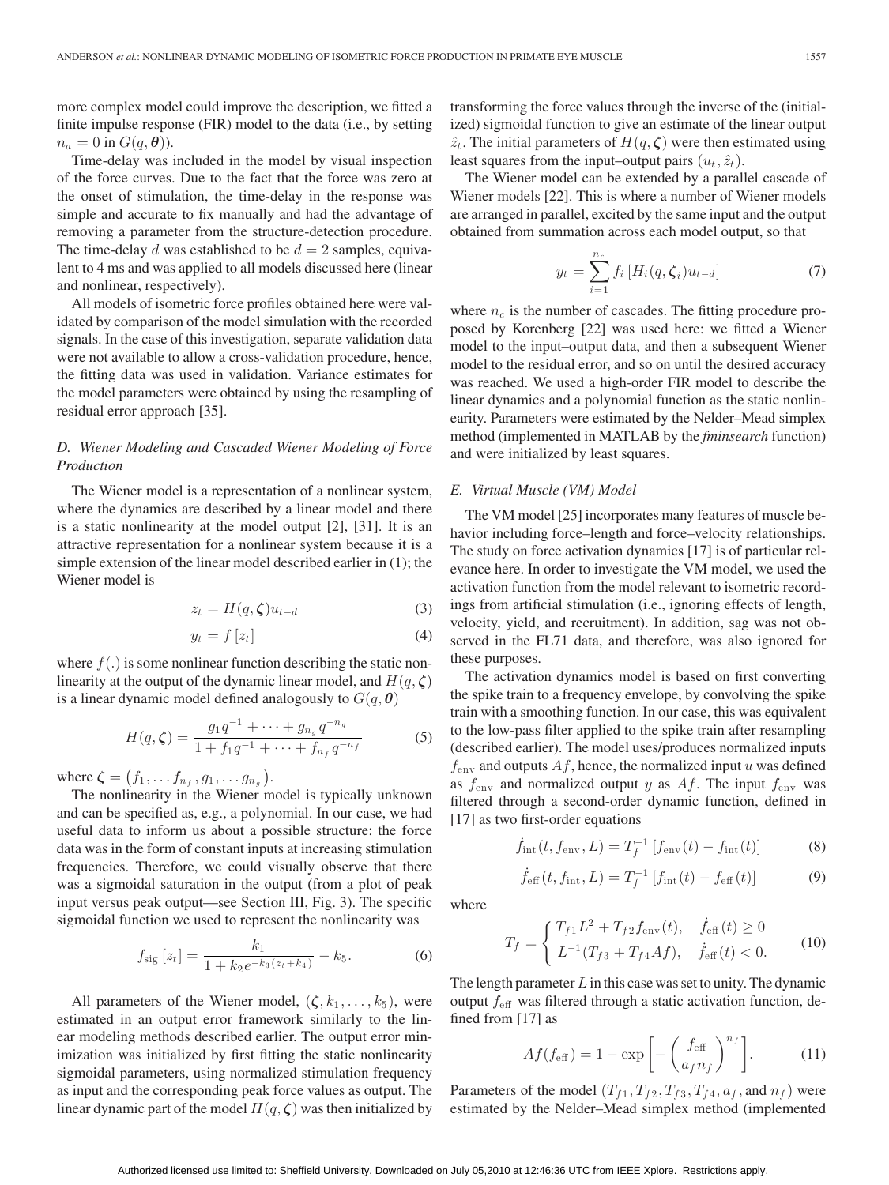more complex model could improve the description, we fitted a finite impulse response (FIR) model to the data (i.e., by setting $n_a = 0$ in $G(q, \boldsymbol{\theta})$).

Time-delay was included in the model by visual inspection of the force curves. Due to the fact that the force was zero at the onset of stimulation, the time-delay in the response was simple and accurate to fix manually and had the advantage of removing a parameter from the structure-detection procedure. The time-delay $d$ was established to be $d = 2$ samples, equivalent to 4 ms and was applied to all models discussed here (linear and nonlinear, respectively).

All models of isometric force profiles obtained here were validated by comparison of the model simulation with the recorded signals. In the case of this investigation, separate validation data were not available to allow a cross-validation procedure, hence, the fitting data was used in validation. Variance estimates for the model parameters were obtained by using the resampling of residual error approach [35].

### D. Wiener Modeling and Cascaded Wiener Modeling of Force Production

The Wiener model is a representation of a nonlinear system, where the dynamics are described by a linear model and there is a static nonlinearity at the model output [2], [31]. It is an attractive representation for a nonlinear system because it is a simple extension of the linear model described earlier in (1); the Wiener model is

$$z_t = H(q, \boldsymbol{\zeta}) u_{t-d} \tag{3}$$

$$y_t = f[z_t] \tag{4}$$

where $f(.)$ is some nonlinear function describing the static nonlinearity at the output of the dynamic linear model, and $H(q, \boldsymbol{\zeta})$ is a linear dynamic model defined analogously to $G(q, \boldsymbol{\theta})$

$$H(q, \boldsymbol{\zeta}) = \frac{g_1 q^{-1} + \cdots + g_{n_g} q^{-n_g}}{1 + f_1 q^{-1} + \cdots + f_{n_f} q^{-n_f}} \tag{5}$$

where $\boldsymbol{\zeta} = \left(f_1, \ldots f_{n_f}, g_1, \ldots g_{n_g}\right)$.

The nonlinearity in the Wiener model is typically unknown and can be specified as, e.g., a polynomial. In our case, we had useful data to inform us about a possible structure: the force data was in the form of constant inputs at increasing stimulation frequencies. Therefore, we could visually observe that there was a sigmoidal saturation in the output (from a plot of peak input versus peak output—see Section III, Fig. 3). The specific sigmoidal function we used to represent the nonlinearity was

$$f_{\text{sig}}[z_t] = \frac{k_1}{1 + k_2 e^{-k_3(z_t + k_4)}} - k_5. \tag{6}$$

All parameters of the Wiener model, $(\boldsymbol{\zeta}, k_1, \ldots, k_5)$, were estimated in an output error framework similarly to the linear modeling methods described earlier. The output error minimization was initialized by first fitting the static nonlinearity sigmoidal parameters, using normalized stimulation frequency as input and the corresponding peak force values as output. The linear dynamic part of the model $H(q, \boldsymbol{\zeta})$ was then initialized by transforming the force values through the inverse of the (initialized) sigmoidal function to give an estimate of the linear output $\hat{z}_t$. The initial parameters of $H(q, \boldsymbol{\zeta})$ were then estimated using least squares from the input–output pairs $(u_t, \hat{z}_t)$.

The Wiener model can be extended by a parallel cascade of Wiener models [22]. This is where a number of Wiener models are arranged in parallel, excited by the same input and the output obtained from summation across each model output, so that

$$y_t = \sum_{i=1}^{n_c} f_i \left[H_i(q, \boldsymbol{\zeta}_i) u_{t-d}\right] \tag{7}$$

where $n_c$ is the number of cascades. The fitting procedure proposed by Korenberg [22] was used here: we fitted a Wiener model to the input–output data, and then a subsequent Wiener model to the residual error, and so on until the desired accuracy was reached. We used a high-order FIR model to describe the linear dynamics and a polynomial function as the static nonlinearity. Parameters were estimated by the Nelder–Mead simplex method (implemented in MATLAB by the *fminsearch* function) and were initialized by least squares.

### E. Virtual Muscle (VM) Model

The VM model [25] incorporates many features of muscle behavior including force–length and force–velocity relationships. The study on force activation dynamics [17] is of particular relevance here. In order to investigate the VM model, we used the activation function from the model relevant to isometric recordings from artificial stimulation (i.e., ignoring effects of length, velocity, yield, and recruitment). In addition, sag was not observed in the FL71 data, and therefore, was also ignored for these purposes.

The activation dynamics model is based on first converting the spike train to a frequency envelope, by convolving the spike train with a smoothing function. In our case, this was equivalent to the low-pass filter applied to the spike train after resampling (described earlier). The model uses/produces normalized inputs $f_{\text{env}}$ and outputs $Af$, hence, the normalized input $u$ was defined as $f_{\text{env}}$ and normalized output $y$ as $Af$. The input $f_{\text{env}}$ was filtered through a second-order dynamic function, defined in [17] as two first-order equations

$$\dot{f}_{\text{int}}(t, f_{\text{env}}, L) = T_f^{-1}\left[f_{\text{env}}(t) - f_{\text{int}}(t)\right] \tag{8}$$

$$\dot{f}_{\text{eff}}(t, f_{\text{int}}, L) = T_f^{-1}\left[f_{\text{int}}(t) - f_{\text{eff}}(t)\right] \tag{9}$$

where

$$T_f = \begin{cases} T_{f1} L^2 + T_{f2} f_{\text{env}}(t), & \dot{f}_{\text{eff}}(t) \geq 0 \\ L^{-1}(T_{f3} + T_{f4} Af), & \dot{f}_{\text{eff}}(t) < 0. \end{cases} \tag{10}$$

The length parameter $L$ in this case was set to unity. The dynamic output $f_{\text{eff}}$ was filtered through a static activation function, defined from [17] as

$$Af(f_{\text{eff}}) = 1 - \exp\left[-\left(\frac{f_{\text{eff}}}{a_f n_f}\right)^{n_f}\right]. \tag{11}$$

Parameters of the model $(T_{f1}, T_{f2}, T_{f3}, T_{f4}, a_f$, and $n_f)$ were estimated by the Nelder–Mead simplex method (implemented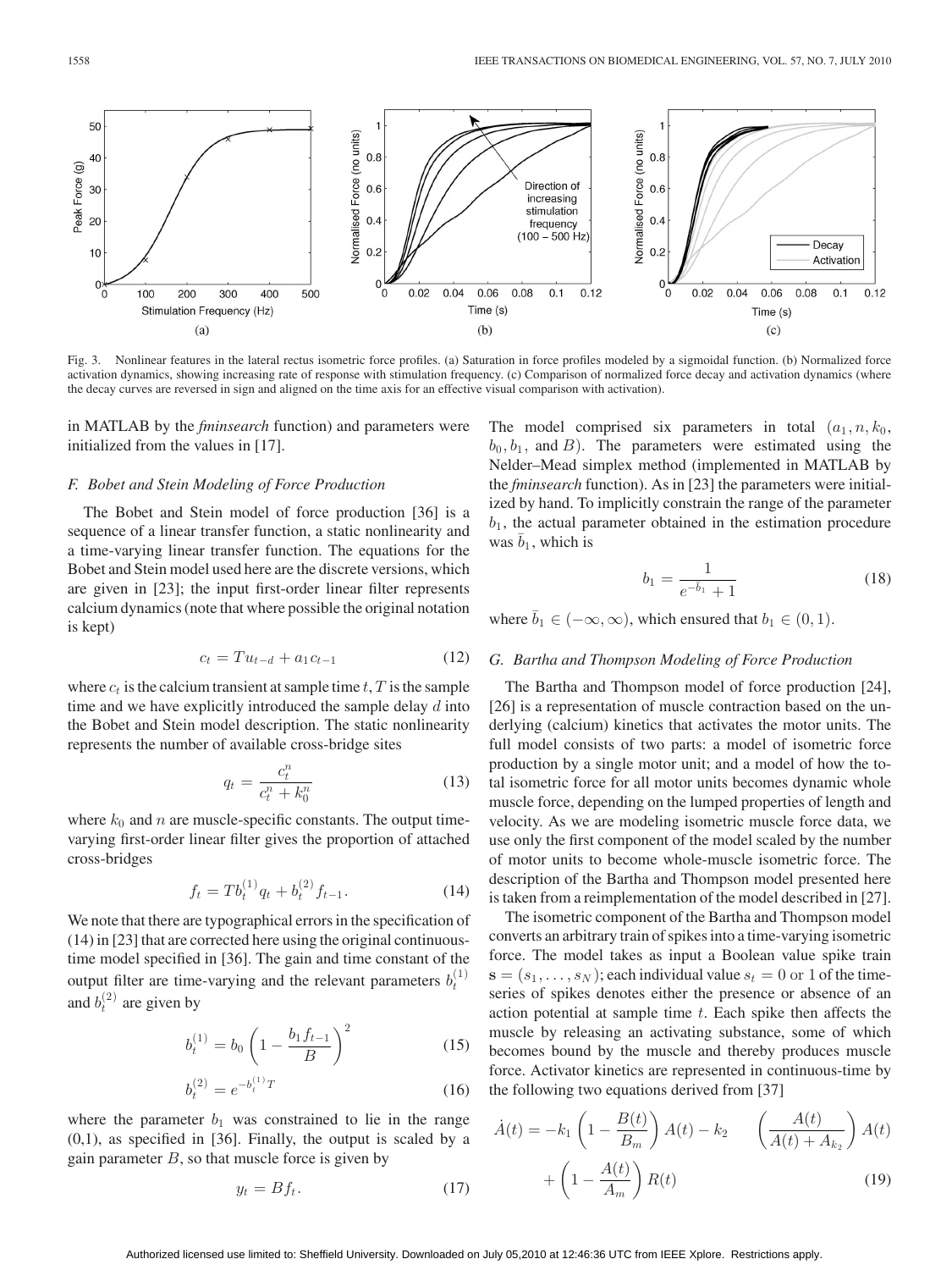Fig. 3. Nonlinear features in the lateral rectus isometric force profiles. (a) Saturation in force profiles modeled by a sigmoidal function. (b) Normalized force activation dynamics, showing increasing rate of response with stimulation frequency. (c) Comparison of normalized force decay and activation dynamics (where the decay curves are reversed in sign and aligned on the time axis for an effective visual comparison with activation).

in MATLAB by the *fminsearch* function) and parameters were initialized from the values in [17].

### F. Bobet and Stein Modeling of Force Production

The Bobet and Stein model of force production [36] is a sequence of a linear transfer function, a static nonlinearity and a time-varying linear transfer function. The equations for the Bobet and Stein model used here are the discrete versions, which are given in [23]; the input first-order linear filter represents calcium dynamics (note that where possible the original notation is kept)

$$c_t = Tu_{t-d} + a_1 c_{t-1} \tag{12}$$

where $c_t$ is the calcium transient at sample time $t$, $T$ is the sample time and we have explicitly introduced the sample delay $d$ into the Bobet and Stein model description. The static nonlinearity represents the number of available cross-bridge sites

$$q_t = \frac{c_t^n}{c_t^n + k_0^n} \tag{13}$$

where $k_0$ and $n$ are muscle-specific constants. The output time-varying first-order linear filter gives the proportion of attached cross-bridges

$$f_t = Tb_t^{(1)} q_t + b_t^{(2)} f_{t-1}. \tag{14}$$

We note that there are typographical errors in the specification of (14) in [23] that are corrected here using the original continuous-time model specified in [36]. The gain and time constant of the output filter are time-varying and the relevant parameters $b_t^{(1)}$ and $b_t^{(2)}$ are given by

$$b_t^{(1)} = b_0 \left(1 - \frac{b_1 f_{t-1}}{B}\right)^2 \tag{15}$$

$$b_t^{(2)} = e^{-b_t^{(1)} T} \tag{16}$$

where the parameter $b_1$ was constrained to lie in the range (0,1), as specified in [36]. Finally, the output is scaled by a gain parameter $B$, so that muscle force is given by

$$y_t = Bf_t. \tag{17}$$

The model comprised six parameters in total ($a_1, n, k_0, b_0, b_1$, and $B$). The parameters were estimated using the Nelder–Mead simplex method (implemented in MATLAB by the *fminsearch* function). As in [23] the parameters were initialized by hand. To implicitly constrain the range of the parameter $b_1$, the actual parameter obtained in the estimation procedure was $\bar{b}_1$, which is

$$b_1 = \frac{1}{e^{-\bar{b}_1} + 1} \tag{18}$$

where $\bar{b}_1 \in (-\infty, \infty)$, which ensured that $b_1 \in (0, 1)$.

### G. Bartha and Thompson Modeling of Force Production

The Bartha and Thompson model of force production [24], [26] is a representation of muscle contraction based on the underlying (calcium) kinetics that activates the motor units. The full model consists of two parts: a model of isometric force production by a single motor unit; and a model of how the total isometric force for all motor units becomes dynamic whole muscle force, depending on the lumped properties of length and velocity. As we are modeling isometric muscle force data, we use only the first component of the model scaled by the number of motor units to become whole-muscle isometric force. The description of the Bartha and Thompson model presented here is taken from a reimplementation of the model described in [27].

The isometric component of the Bartha and Thompson model converts an arbitrary train of spikes into a time-varying isometric force. The model takes as input a Boolean value spike train $\mathbf{s} = (s_1, \ldots, s_N)$; each individual value $s_t = 0$ or 1 of the time-series of spikes denotes either the presence or absence of an action potential at sample time $t$. Each spike then affects the muscle by releasing an activating substance, some of which becomes bound by the muscle and thereby produces muscle force. Activator kinetics are represented in continuous-time by the following two equations derived from [37]

$$\dot{A}(t) = -k_1 \left(1 - \frac{B(t)}{B_m}\right) A(t) - k_2 \left(\frac{A(t)}{A(t) + A_{k_2}}\right) A(t) + \left(1 - \frac{A(t)}{A_m}\right) R(t) \tag{19}$$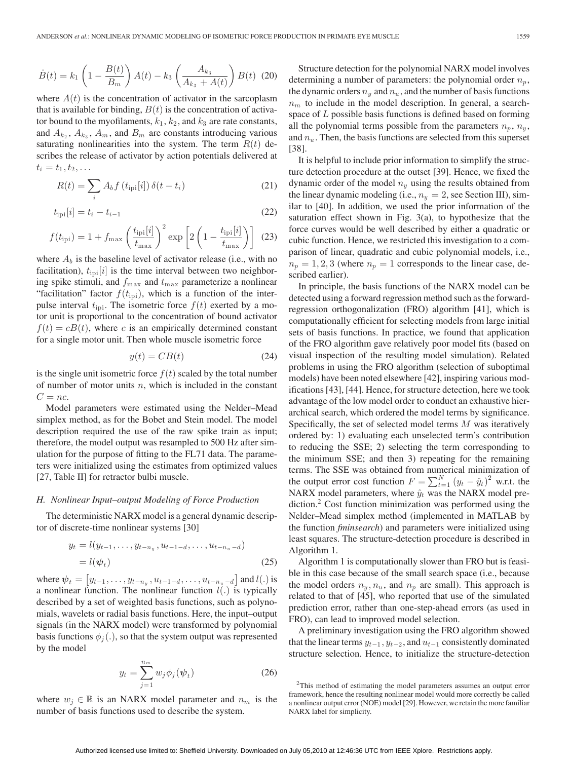$$\dot{B}(t) = k_1 \left(1 - \frac{B(t)}{B_m}\right) A(t) - k_3 \left(\frac{A_{k_3}}{A_{k_3} + A(t)}\right) B(t) \quad (20)$$

where $A(t)$ is the concentration of activator in the sarcoplasm that is available for binding, $B(t)$ is the concentration of activator bound to the myofilaments, $k_1$, $k_2$, and $k_3$ are rate constants, and $A_{k_2}$, $A_{k_3}$, $A_m$, and $B_m$ are constants introducing various saturating nonlinearities into the system. The term $R(t)$ describes the release of activator by action potentials delivered at $t_i = t_1, t_2, \ldots$

$$R(t) = \sum_i A_b f\left(t_{\text{ipi}}[i]\right) \delta(t - t_i) \quad (21)$$

$$t_{\text{ipi}}[i] = t_i - t_{i-1} \quad (22)$$

$$f(t_{\text{ipi}}) = 1 + f_{\max} \left(\frac{t_{\text{ipi}}[i]}{t_{\max}}\right)^2 \exp\left[2\left(1 - \frac{t_{\text{ipi}}[i]}{t_{\max}}\right)\right] \quad (23)$$

where $A_b$ is the baseline level of activator release (i.e., with no facilitation), $t_{\text{ipi}}[i]$ is the time interval between two neighboring spike stimuli, and $f_{\max}$ and $t_{\max}$ parameterize a nonlinear "facilitation" factor $f(t_{\text{ipi}})$, which is a function of the interpulse interval $t_{\text{ipi}}$. The isometric force $f(t)$ exerted by a motor unit is proportional to the concentration of bound activator $f(t) = cB(t)$, where $c$ is an empirically determined constant for a single motor unit. Then whole muscle isometric force

$$y(t) = CB(t) \quad (24)$$

is the single unit isometric force $f(t)$ scaled by the total number of number of motor units $n$, which is included in the constant $C = nc$.

Model parameters were estimated using the Nelder–Mead simplex method, as for the Bobet and Stein model. The model description required the use of the raw spike train as input; therefore, the model output was resampled to 500 Hz after simulation for the purpose of fitting to the FL71 data. The parameters were initialized using the estimates from optimized values [27, Table II] for retractor bulbi muscle.

### H. Nonlinear Input–output Modeling of Force Production

The deterministic NARX model is a general dynamic descriptor of discrete-time nonlinear systems [30]

$$\begin{aligned} y_t &= l(y_{t-1}, \ldots, y_{t-n_y}, u_{t-1-d}, \ldots, u_{t-n_u-d}) \\ &= l(\boldsymbol{\psi}_t) \end{aligned} \quad (25)$$

where $\boldsymbol{\psi}_t = \left[y_{t-1}, \ldots, y_{t-n_y}, u_{t-1-d}, \ldots, u_{t-n_u-d}\right]$ and $l(.)$ is a nonlinear function. The nonlinear function $l(.)$ is typically described by a set of weighted basis functions, such as polynomials, wavelets or radial basis functions. Here, the input–output signals (in the NARX model) were transformed by polynomial basis functions $\phi_j(.)$, so that the system output was represented by the model

$$y_t = \sum_{j=1}^{n_m} w_j \phi_j(\boldsymbol{\psi}_t) \quad (26)$$

where $w_j \in \mathbb{R}$ is an NARX model parameter and $n_m$ is the number of basis functions used to describe the system.

Structure detection for the polynomial NARX model involves determining a number of parameters: the polynomial order $n_p$, the dynamic orders $n_y$ and $n_u$, and the number of basis functions $n_m$ to include in the model description. In general, a search-space of $L$ possible basis functions is defined based on forming all the polynomial terms possible from the parameters $n_p$, $n_y$, and $n_u$. Then, the basis functions are selected from this superset [38].

It is helpful to include prior information to simplify the structure detection procedure at the outset [39]. Hence, we fixed the dynamic order of the model $n_y$ using the results obtained from the linear dynamic modeling (i.e., $n_y = 2$, see Section III), similar to [40]. In addition, we used the prior information of the saturation effect shown in Fig. 3(a), to hypothesize that the force curves would be well described by either a quadratic or cubic function. Hence, we restricted this investigation to a comparison of linear, quadratic and cubic polynomial models, i.e., $n_p = 1, 2, 3$ (where $n_p = 1$ corresponds to the linear case, described earlier).

In principle, the basis functions of the NARX model can be detected using a forward regression method such as the forward-regression orthogonalization (FRO) algorithm [41], which is computationally efficient for selecting models from large initial sets of basis functions. In practice, we found that application of the FRO algorithm gave relatively poor model fits (based on visual inspection of the resulting model simulation). Related problems in using the FRO algorithm (selection of suboptimal models) have been noted elsewhere [42], inspiring various modifications [43], [44]. Hence, for structure detection, here we took advantage of the low model order to conduct an exhaustive hierarchical search, which ordered the model terms by significance. Specifically, the set of selected model terms $M$ was iteratively ordered by: 1) evaluating each unselected term's contribution to reducing the SSE; 2) selecting the term corresponding to the minimum SSE; and then 3) repeating for the remaining terms. The SSE was obtained from numerical minimization of the output error cost function $F = \sum_{t=1}^{N} (y_t - \hat{y}_t)^2$ w.r.t. the NARX model parameters, where $\hat{y}_t$ was the NARX model prediction.[2] Cost function minimization was performed using the Nelder–Mead simplex method (implemented in MATLAB by the function *fminsearch*) and parameters were initialized using least squares. The structure-detection procedure is described in Algorithm 1.

Algorithm 1 is computationally slower than FRO but is feasible in this case because of the small search space (i.e., because the model orders $n_y$, $n_u$, and $n_p$ are small). This approach is related to that of [45], who reported that use of the simulated prediction error, rather than one-step-ahead errors (as used in FRO), can lead to improved model selection.

A preliminary investigation using the FRO algorithm showed that the linear terms $y_{t-1}$, $y_{t-2}$, and $u_{t-1}$ consistently dominated structure selection. Hence, to initialize the structure-detection

[2]This method of estimating the model parameters assumes an output error framework, hence the resulting nonlinear model would more correctly be called a nonlinear output error (NOE) model [29]. However, we retain the more familiar NARX label for simplicity.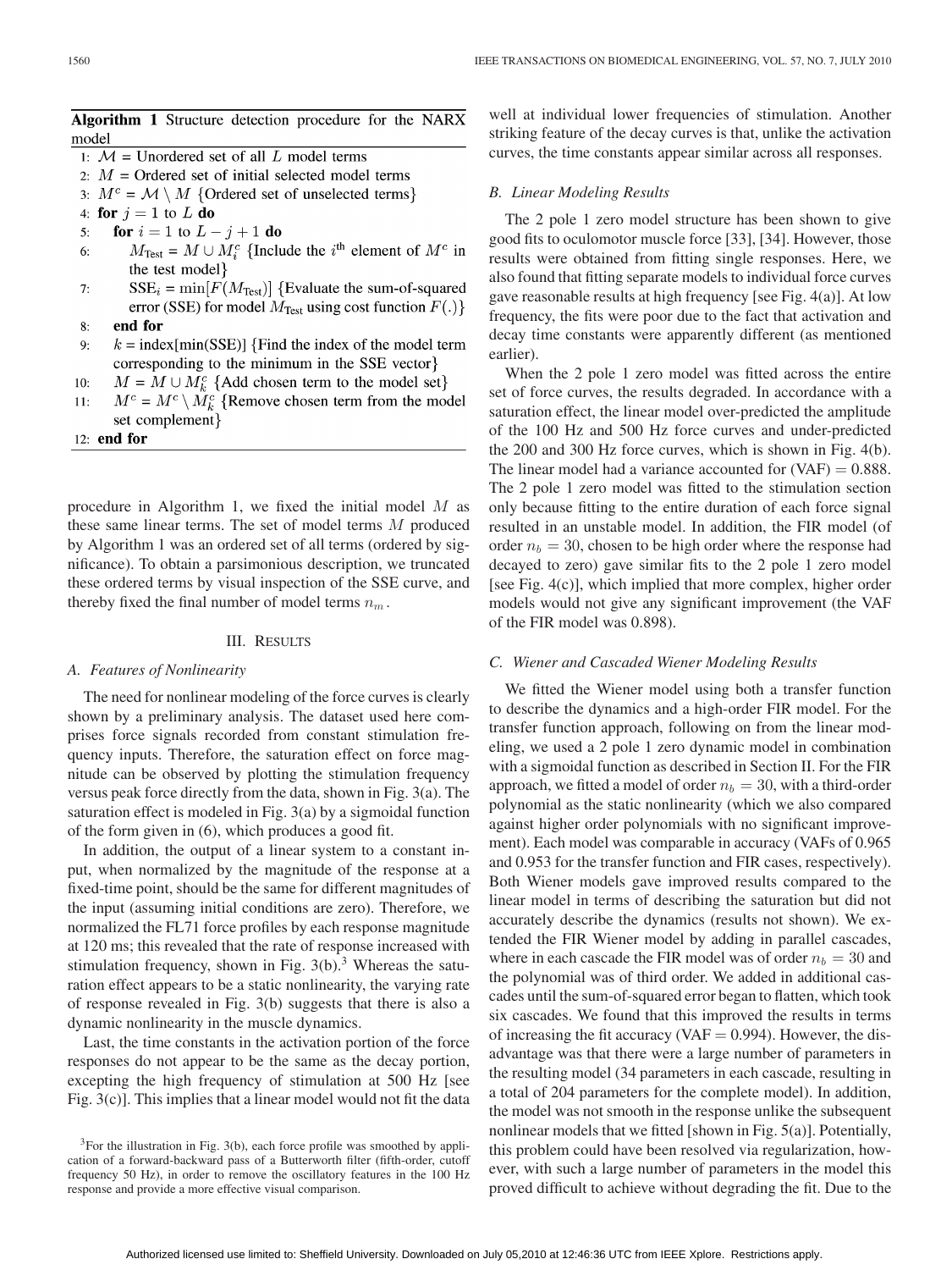**Algorithm 1** Structure detection procedure for the NARX model

1: $\mathcal{M}$ = Unordered set of all $L$ model terms
2: $M$ = Ordered set of initial selected model terms
3: $M^c = \mathcal{M} \setminus M$ {Ordered set of unselected terms}
4: **for** $j = 1$ to $L$ **do**
5: **for** $i = 1$ to $L - j + 1$ **do**
6: $M_{\text{Test}} = M \cup M_i^c$ {Include the $i^{\text{th}}$ element of $M^c$ in the test model}
7: $\text{SSE}_i = \min[F(M_{\text{Test}})]$ {Evaluate the sum-of-squared error (SSE) for model $M_{\text{Test}}$ using cost function $F(.)$}
8: **end for**
9: $k = \text{index}[\min(\text{SSE})]$ {Find the index of the model term corresponding to the minimum in the SSE vector}
10: $M = M \cup M_k^c$ {Add chosen term to the model set}
11: $M^c = M^c \setminus M_k^c$ {Remove chosen term from the model set complement}
12: **end for**

procedure in Algorithm 1, we fixed the initial model $M$ as these same linear terms. The set of model terms $M$ produced by Algorithm 1 was an ordered set of all terms (ordered by significance). To obtain a parsimonious description, we truncated these ordered terms by visual inspection of the SSE curve, and thereby fixed the final number of model terms $n_m$.

## III. Results

### A. Features of Nonlinearity

The need for nonlinear modeling of the force curves is clearly shown by a preliminary analysis. The dataset used here comprises force signals recorded from constant stimulation frequency inputs. Therefore, the saturation effect on force magnitude can be observed by plotting the stimulation frequency versus peak force directly from the data, shown in Fig. 3(a). The saturation effect is modeled in Fig. 3(a) by a sigmoidal function of the form given in (6), which produces a good fit.

In addition, the output of a linear system to a constant input, when normalized by the magnitude of the response at a fixed-time point, should be the same for different magnitudes of the input (assuming initial conditions are zero). Therefore, we normalized the FL71 force profiles by each response magnitude at 120 ms; this revealed that the rate of response increased with stimulation frequency, shown in Fig. 3(b).[3] Whereas the saturation effect appears to be a static nonlinearity, the varying rate of response revealed in Fig. 3(b) suggests that there is also a dynamic nonlinearity in the muscle dynamics.

Last, the time constants in the activation portion of the force responses do not appear to be the same as the decay portion, excepting the high frequency of stimulation at 500 Hz [see Fig. 3(c)]. This implies that a linear model would not fit the data well at individual lower frequencies of stimulation. Another striking feature of the decay curves is that, unlike the activation curves, the time constants appear similar across all responses.

### B. Linear Modeling Results

The 2 pole 1 zero model structure has been shown to give good fits to oculomotor muscle force [33], [34]. However, those results were obtained from fitting single responses. Here, we also found that fitting separate models to individual force curves gave reasonable results at high frequency [see Fig. 4(a)]. At low frequency, the fits were poor due to the fact that activation and decay time constants were apparently different (as mentioned earlier).

When the 2 pole 1 zero model was fitted across the entire set of force curves, the results degraded. In accordance with a saturation effect, the linear model over-predicted the amplitude of the 100 Hz and 500 Hz force curves and under-predicted the 200 and 300 Hz force curves, which is shown in Fig. 4(b). The linear model had a variance accounted for (VAF) = 0.888. The 2 pole 1 zero model was fitted to the stimulation section only because fitting to the entire duration of each force signal resulted in an unstable model. In addition, the FIR model (of order $n_b = 30$, chosen to be high order where the response had decayed to zero) gave similar fits to the 2 pole 1 zero model [see Fig. 4(c)], which implied that more complex, higher order models would not give any significant improvement (the VAF of the FIR model was 0.898).

### C. Wiener and Cascaded Wiener Modeling Results

We fitted the Wiener model using both a transfer function to describe the dynamics and a high-order FIR model. For the transfer function approach, following on from the linear modeling, we used a 2 pole 1 zero dynamic model in combination with a sigmoidal function as described in Section II. For the FIR approach, we fitted a model of order $n_b = 30$, with a third-order polynomial as the static nonlinearity (which we also compared against higher order polynomials with no significant improvement). Each model was comparable in accuracy (VAFs of 0.965 and 0.953 for the transfer function and FIR cases, respectively). Both Wiener models gave improved results compared to the linear model in terms of describing the saturation but did not accurately describe the dynamics (results not shown). We extended the FIR Wiener model by adding in parallel cascades, where in each cascade the FIR model was of order $n_b = 30$ and the polynomial was of third order. We added in additional cascades until the sum-of-squared error began to flatten, which took six cascades. We found that this improved the results in terms of increasing the fit accuracy (VAF = 0.994). However, the disadvantage was that there were a large number of parameters in the resulting model (34 parameters in each cascade, resulting in a total of 204 parameters for the complete model). In addition, the model was not smooth in the response unlike the subsequent nonlinear models that we fitted [shown in Fig. 5(a)]. Potentially, this problem could have been resolved via regularization, however, with such a large number of parameters in the model this proved difficult to achieve without degrading the fit. Due to the

[3] For the illustration in Fig. 3(b), each force profile was smoothed by application of a forward-backward pass of a Butterworth filter (fifth-order, cutoff frequency 50 Hz), in order to remove the oscillatory features in the 100 Hz response and provide a more effective visual comparison.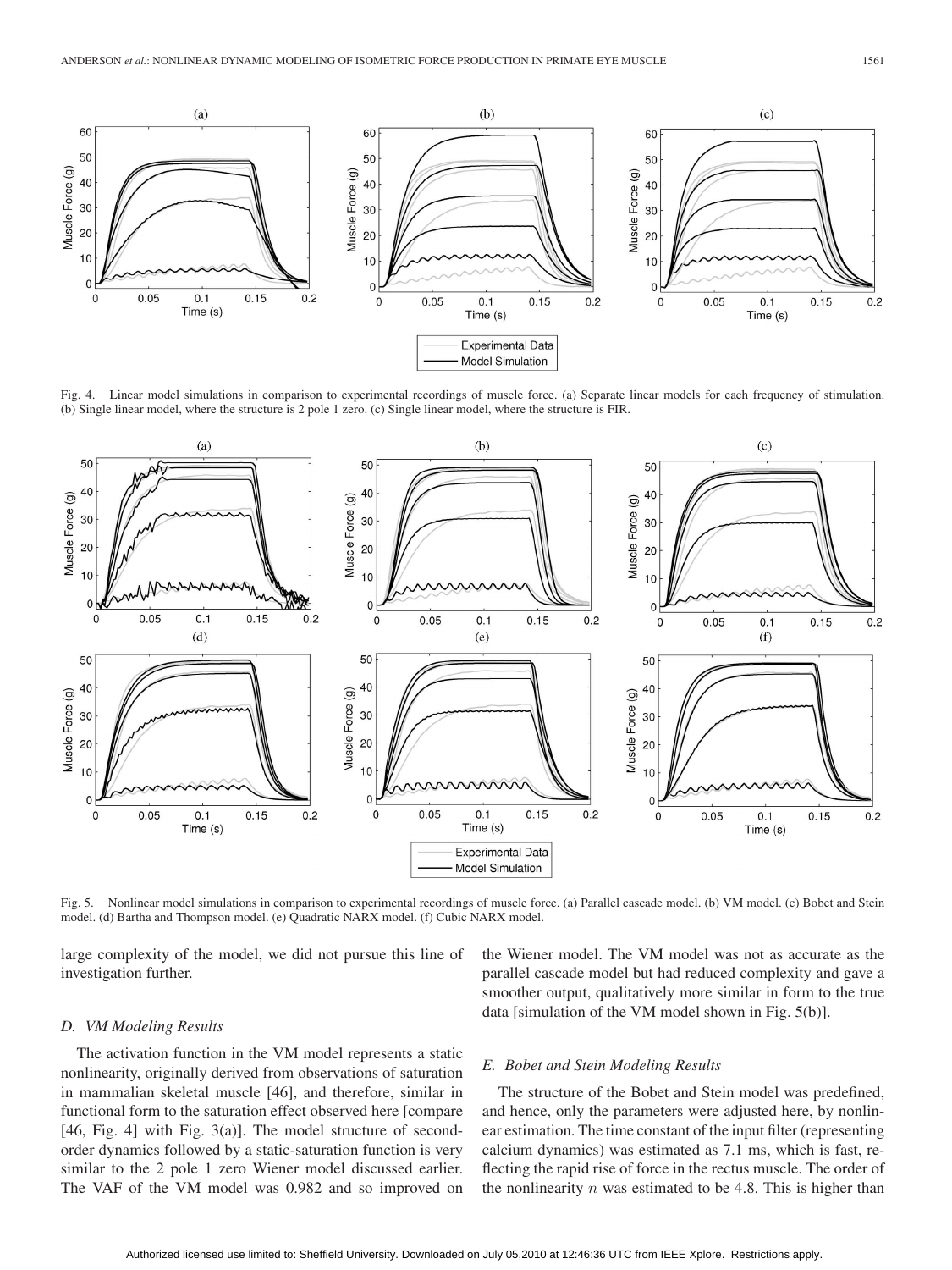Fig. 4. Linear model simulations in comparison to experimental recordings of muscle force. (a) Separate linear models for each frequency of stimulation. (b) Single linear model, where the structure is 2 pole 1 zero. (c) Single linear model, where the structure is FIR.

Fig. 5. Nonlinear model simulations in comparison to experimental recordings of muscle force. (a) Parallel cascade model. (b) VM model. (c) Bobet and Stein model. (d) Bartha and Thompson model. (e) Quadratic NARX model. (f) Cubic NARX model.

large complexity of the model, we did not pursue this line of investigation further.

### D. VM Modeling Results

The activation function in the VM model represents a static nonlinearity, originally derived from observations of saturation in mammalian skeletal muscle [46], and therefore, similar in functional form to the saturation effect observed here [compare [46, Fig. 4] with Fig. 3(a)]. The model structure of second-order dynamics followed by a static-saturation function is very similar to the 2 pole 1 zero Wiener model discussed earlier. The VAF of the VM model was 0.982 and so improved on the Wiener model. The VM model was not as accurate as the parallel cascade model but had reduced complexity and gave a smoother output, qualitatively more similar in form to the true data [simulation of the VM model shown in Fig. 5(b)].

### E. Bobet and Stein Modeling Results

The structure of the Bobet and Stein model was predefined, and hence, only the parameters were adjusted here, by nonlinear estimation. The time constant of the input filter (representing calcium dynamics) was estimated as 7.1 ms, which is fast, reflecting the rapid rise of force in the rectus muscle. The order of the nonlinearity $n$ was estimated to be 4.8. This is higher than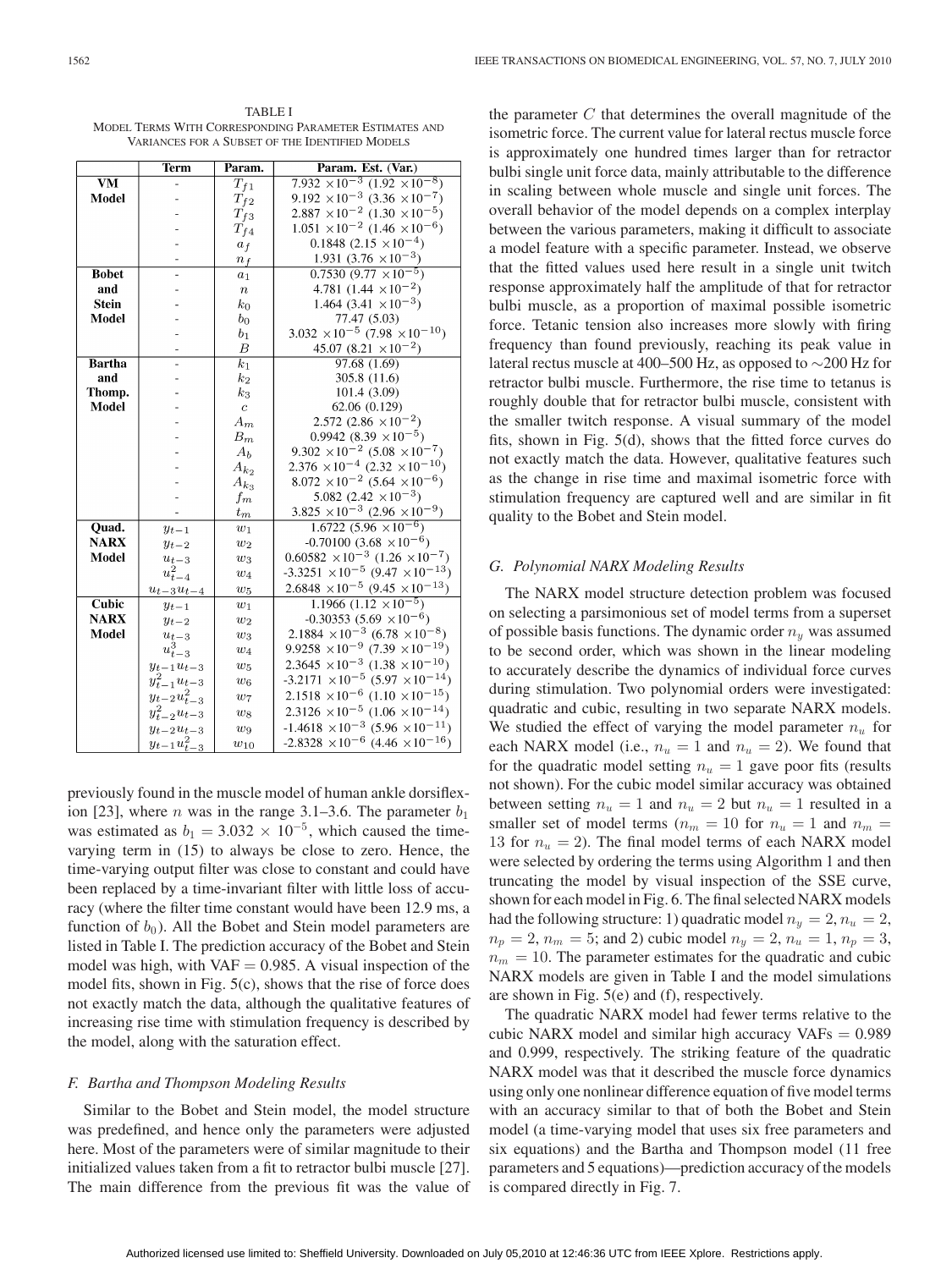TABLE I
MODEL TERMS WITH CORRESPONDING PARAMETER ESTIMATES AND VARIANCES FOR A SUBSET OF THE IDENTIFIED MODELS

| | Term | Param. | Param. Est. (Var.) |
|---|---|---|---|
| **VM Model** | - | $T_{f1}$ | $7.932 \times 10^{-3}$ ($1.92 \times 10^{-8}$) |
| | - | $T_{f2}$ | $9.192 \times 10^{-3}$ ($3.36 \times 10^{-7}$) |
| | - | $T_{f3}$ | $2.887 \times 10^{-2}$ ($1.30 \times 10^{-5}$) |
| | - | $T_{f4}$ | $1.051 \times 10^{-2}$ ($1.46 \times 10^{-6}$) |
| | - | $a_f$ | 0.1848 ($2.15 \times 10^{-4}$) |
| | - | $n_f$ | 1.931 ($3.76 \times 10^{-3}$) |
| **Bobet and Stein Model** | - | $a_1$ | 0.7530 ($9.77 \times 10^{-5}$) |
| | - | $n$ | 4.781 ($1.44 \times 10^{-2}$) |
| | - | $k_0$ | 1.464 ($3.41 \times 10^{-3}$) |
| | - | $b_0$ | 77.47 (5.03) |
| | - | $b_1$ | $3.032 \times 10^{-5}$ ($7.98 \times 10^{-10}$) |
| | - | $B$ | 45.07 ($8.21 \times 10^{-2}$) |
| **Bartha and Thomp. Model** | - | $k_1$ | 97.68 (1.69) |
| | - | $k_2$ | 305.8 (11.6) |
| | - | $k_3$ | 101.4 (3.09) |
| | - | $c$ | 62.06 (0.129) |
| | - | $A_m$ | 2.572 ($2.86 \times 10^{-2}$) |
| | - | $B_m$ | 0.9942 ($8.39 \times 10^{-5}$) |
| | - | $A_b$ | $9.302 \times 10^{-2}$ ($5.08 \times 10^{-7}$) |
| | - | $A_{k_2}$ | $2.376 \times 10^{-4}$ ($2.32 \times 10^{-10}$) |
| | - | $A_{k_3}$ | $8.072 \times 10^{-2}$ ($5.64 \times 10^{-6}$) |
| | - | $f_m$ | 5.082 ($2.42 \times 10^{-3}$) |
| | - | $t_m$ | $3.825 \times 10^{-3}$ ($2.96 \times 10^{-9}$) |
| **Quad. NARX Model** | $y_{t-1}$ | $w_1$ | 1.6722 ($5.96 \times 10^{-6}$) |
| | $y_{t-2}$ | $w_2$ | -0.70100 ($3.68 \times 10^{-6}$) |
| | $u_{t-3}$ | $w_3$ | $0.60582 \times 10^{-3}$ ($1.26 \times 10^{-7}$) |
| | $u_{t-4}^2$ | $w_4$ | $-3.3251 \times 10^{-5}$ ($9.47 \times 10^{-13}$) |
| | $u_{t-3}u_{t-4}$ | $w_5$ | $2.6848 \times 10^{-5}$ ($9.45 \times 10^{-13}$) |
| **Cubic NARX Model** | $y_{t-1}$ | $w_1$ | 1.1966 ($1.12 \times 10^{-5}$) |
| | $y_{t-2}$ | $w_2$ | -0.30353 ($5.69 \times 10^{-6}$) |
| | $u_{t-3}$ | $w_3$ | $2.1884 \times 10^{-3}$ ($6.78 \times 10^{-8}$) |
| | $u_{t-3}^3$ | $w_4$ | $9.9258 \times 10^{-9}$ ($7.39 \times 10^{-19}$) |
| | $y_{t-1}u_{t-3}$ | $w_5$ | $2.3645 \times 10^{-3}$ ($1.38 \times 10^{-10}$) |
| | $y_{t-1}^2u_{t-3}$ | $w_6$ | $-3.2171 \times 10^{-5}$ ($5.97 \times 10^{-14}$) |
| | $y_{t-2}u_{t-3}^2$ | $w_7$ | $2.1518 \times 10^{-6}$ ($1.10 \times 10^{-15}$) |
| | $y_{t-2}^2u_{t-3}$ | $w_8$ | $2.3126 \times 10^{-5}$ ($1.06 \times 10^{-14}$) |
| | $y_{t-2}u_{t-3}$ | $w_9$ | $-1.4618 \times 10^{-3}$ ($5.96 \times 10^{-11}$) |
| | $y_{t-1}u_{t-3}^2$ | $w_{10}$ | $-2.8328 \times 10^{-6}$ ($4.46 \times 10^{-16}$) |

previously found in the muscle model of human ankle dorsiflexion [23], where $n$ was in the range 3.1–3.6. The parameter $b_1$ was estimated as $b_1 = 3.032 \times 10^{-5}$, which caused the time-varying term in (15) to always be close to zero. Hence, the time-varying output filter was close to constant and could have been replaced by a time-invariant filter with little loss of accuracy (where the filter time constant would have been 12.9 ms, a function of $b_0$). All the Bobet and Stein model parameters are listed in Table I. The prediction accuracy of the Bobet and Stein model was high, with VAF = 0.985. A visual inspection of the model fits, shown in Fig. 5(c), shows that the rise of force does not exactly match the data, although the qualitative features of increasing rise time with stimulation frequency is described by the model, along with the saturation effect.

### F. Bartha and Thompson Modeling Results

Similar to the Bobet and Stein model, the model structure was predefined, and hence only the parameters were adjusted here. Most of the parameters were of similar magnitude to their initialized values taken from a fit to retractor bulbi muscle [27]. The main difference from the previous fit was the value of the parameter $C$ that determines the overall magnitude of the isometric force. The current value for lateral rectus muscle force is approximately one hundred times larger than for retractor bulbi single unit force data, mainly attributable to the difference in scaling between whole muscle and single unit forces. The overall behavior of the model depends on a complex interplay between the various parameters, making it difficult to associate a model feature with a specific parameter. Instead, we observe that the fitted values used here result in a single unit twitch response approximately half the amplitude of that for retractor bulbi muscle, as a proportion of maximal possible isometric force. Tetanic tension also increases more slowly with firing frequency than found previously, reaching its peak value in lateral rectus muscle at 400–500 Hz, as opposed to ~200 Hz for retractor bulbi muscle. Furthermore, the rise time to tetanus is roughly double that for retractor bulbi muscle, consistent with the smaller twitch response. A visual summary of the model fits, shown in Fig. 5(d), shows that the fitted force curves do not exactly match the data. However, qualitative features such as the change in rise time and maximal isometric force with stimulation frequency are captured well and are similar in fit quality to the Bobet and Stein model.

### G. Polynomial NARX Modeling Results

The NARX model structure detection problem was focused on selecting a parsimonious set of model terms from a superset of possible basis functions. The dynamic order $n_y$ was assumed to be second order, which was shown in the linear modeling to accurately describe the dynamics of individual force curves during stimulation. Two polynomial orders were investigated: quadratic and cubic, resulting in two separate NARX models. We studied the effect of varying the model parameter $n_u$ for each NARX model (i.e., $n_u = 1$ and $n_u = 2$). We found that for the quadratic model setting $n_u = 1$ gave poor fits (results not shown). For the cubic model similar accuracy was obtained between setting $n_u = 1$ and $n_u = 2$ but $n_u = 1$ resulted in a smaller set of model terms ($n_m = 10$ for $n_u = 1$ and $n_m = 13$ for $n_u = 2$). The final model terms of each NARX model were selected by ordering the terms using Algorithm 1 and then truncating the model by visual inspection of the SSE curve, shown for each model in Fig. 6. The final selected NARX models had the following structure: 1) quadratic model $n_y = 2$, $n_u = 2$, $n_p = 2$, $n_m = 5$; and 2) cubic model $n_y = 2$, $n_u = 1$, $n_p = 3$, $n_m = 10$. The parameter estimates for the quadratic and cubic NARX models are given in Table I and the model simulations are shown in Fig. 5(e) and (f), respectively.

The quadratic NARX model had fewer terms relative to the cubic NARX model and similar high accuracy VAFs = 0.989 and 0.999, respectively. The striking feature of the quadratic NARX model was that it described the muscle force dynamics using only one nonlinear difference equation of five model terms with an accuracy similar to that of both the Bobet and Stein model (a time-varying model that uses six free parameters and six equations) and the Bartha and Thompson model (11 free parameters and 5 equations)—prediction accuracy of the models is compared directly in Fig. 7.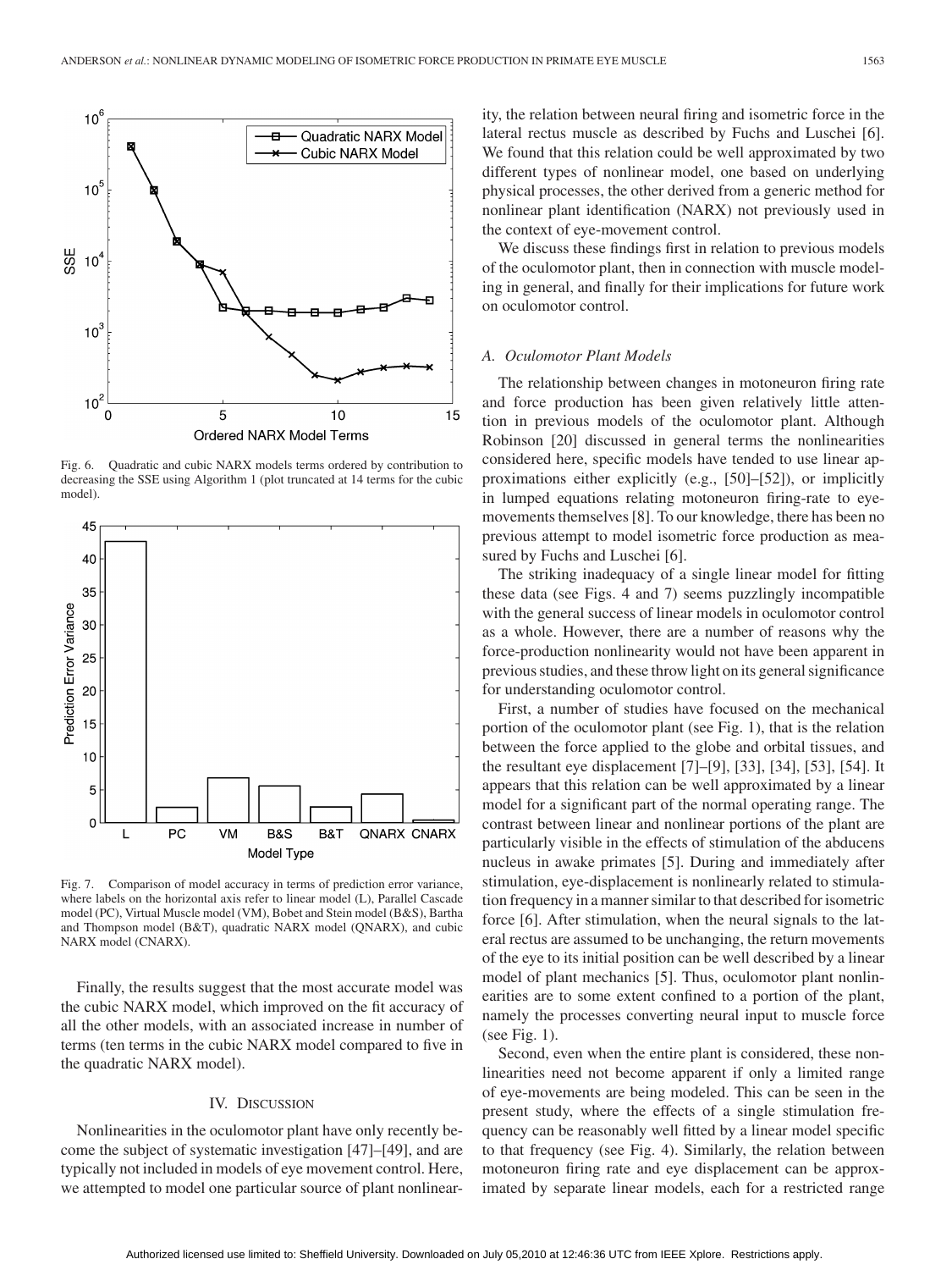Fig. 6. Quadratic and cubic NARX models terms ordered by contribution to decreasing the SSE using Algorithm 1 (plot truncated at 14 terms for the cubic model).

Fig. 7. Comparison of model accuracy in terms of prediction error variance, where labels on the horizontal axis refer to linear model (L), Parallel Cascade model (PC), Virtual Muscle model (VM), Bobet and Stein model (B&S), Bartha and Thompson model (B&T), quadratic NARX model (QNARX), and cubic NARX model (CNARX).

Finally, the results suggest that the most accurate model was the cubic NARX model, which improved on the fit accuracy of all the other models, with an associated increase in number of terms (ten terms in the cubic NARX model compared to five in the quadratic NARX model).

## IV. Discussion

Nonlinearities in the oculomotor plant have only recently become the subject of systematic investigation [47]–[49], and are typically not included in models of eye movement control. Here, we attempted to model one particular source of plant nonlinearity, the relation between neural firing and isometric force in the lateral rectus muscle as described by Fuchs and Luschei [6]. We found that this relation could be well approximated by two different types of nonlinear model, one based on underlying physical processes, the other derived from a generic method for nonlinear plant identification (NARX) not previously used in the context of eye-movement control.

We discuss these findings first in relation to previous models of the oculomotor plant, then in connection with muscle modeling in general, and finally for their implications for future work on oculomotor control.

### *A. Oculomotor Plant Models*

The relationship between changes in motoneuron firing rate and force production has been given relatively little attention in previous models of the oculomotor plant. Although Robinson [20] discussed in general terms the nonlinearities considered here, specific models have tended to use linear approximations either explicitly (e.g., [50]–[52]), or implicitly in lumped equations relating motoneuron firing-rate to eye-movements themselves [8]. To our knowledge, there has been no previous attempt to model isometric force production as measured by Fuchs and Luschei [6].

The striking inadequacy of a single linear model for fitting these data (see Figs. 4 and 7) seems puzzlingly incompatible with the general success of linear models in oculomotor control as a whole. However, there are a number of reasons why the force-production nonlinearity would not have been apparent in previous studies, and these throw light on its general significance for understanding oculomotor control.

First, a number of studies have focused on the mechanical portion of the oculomotor plant (see Fig. 1), that is the relation between the force applied to the globe and orbital tissues, and the resultant eye displacement [7]–[9], [33], [34], [53], [54]. It appears that this relation can be well approximated by a linear model for a significant part of the normal operating range. The contrast between linear and nonlinear portions of the plant are particularly visible in the effects of stimulation of the abducens nucleus in awake primates [5]. During and immediately after stimulation, eye-displacement is nonlinearly related to stimulation frequency in a manner similar to that described for isometric force [6]. After stimulation, when the neural signals to the lateral rectus are assumed to be unchanging, the return movements of the eye to its initial position can be well described by a linear model of plant mechanics [5]. Thus, oculomotor plant nonlinearities are to some extent confined to a portion of the plant, namely the processes converting neural input to muscle force (see Fig. 1).

Second, even when the entire plant is considered, these nonlinearities need not become apparent if only a limited range of eye-movements are being modeled. This can be seen in the present study, where the effects of a single stimulation frequency can be reasonably well fitted by a linear model specific to that frequency (see Fig. 4). Similarly, the relation between motoneuron firing rate and eye displacement can be approximated by separate linear models, each for a restricted range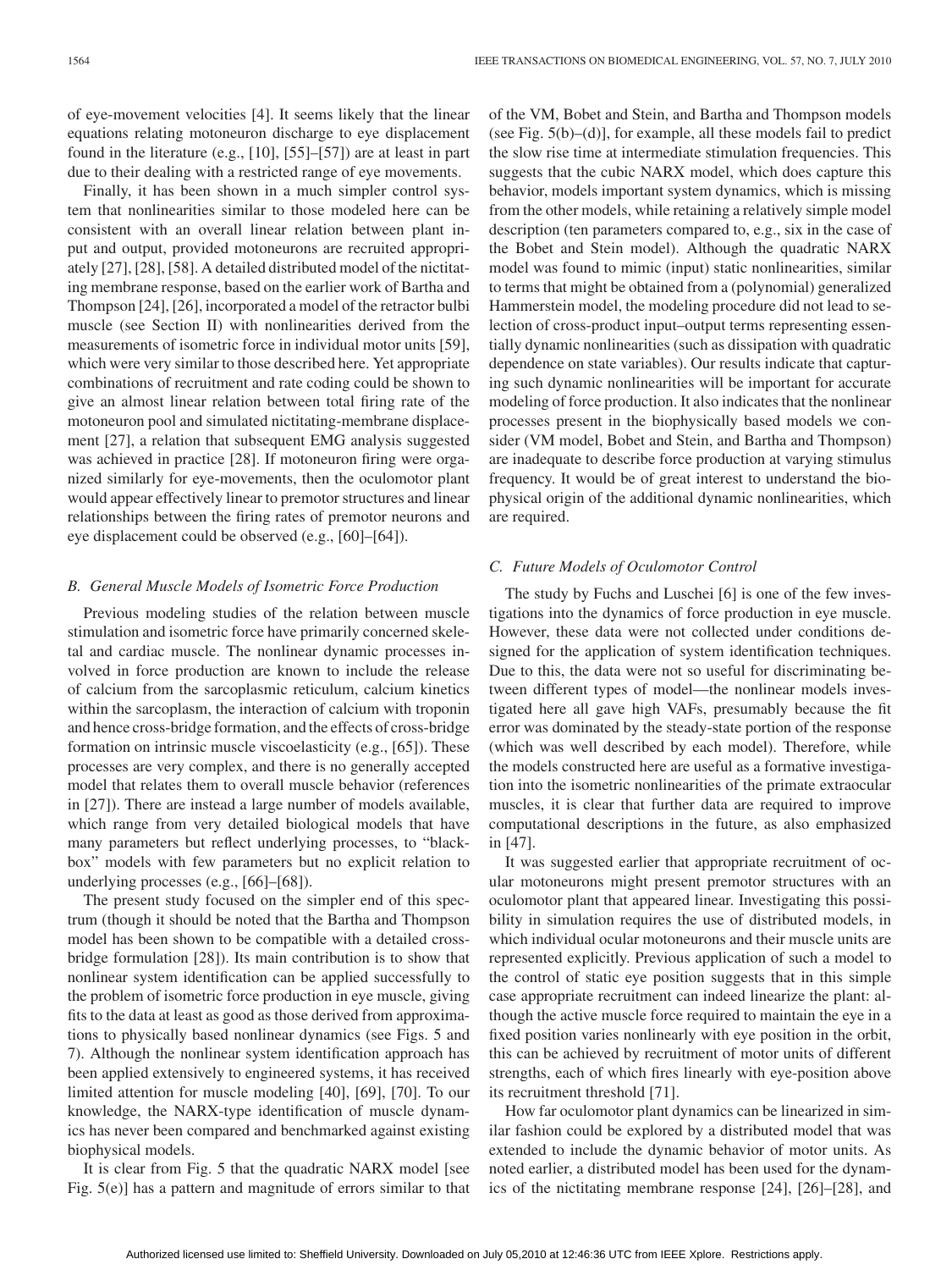of eye-movement velocities [4]. It seems likely that the linear equations relating motoneuron discharge to eye displacement found in the literature (e.g., [10], [55]–[57]) are at least in part due to their dealing with a restricted range of eye movements.

Finally, it has been shown in a much simpler control system that nonlinearities similar to those modeled here can be consistent with an overall linear relation between plant input and output, provided motoneurons are recruited appropriately [27], [28], [58]. A detailed distributed model of the nictitating membrane response, based on the earlier work of Bartha and Thompson [24], [26], incorporated a model of the retractor bulbi muscle (see Section II) with nonlinearities derived from the measurements of isometric force in individual motor units [59], which were very similar to those described here. Yet appropriate combinations of recruitment and rate coding could be shown to give an almost linear relation between total firing rate of the motoneuron pool and simulated nictitating-membrane displacement [27], a relation that subsequent EMG analysis suggested was achieved in practice [28]. If motoneuron firing were organized similarly for eye-movements, then the oculomotor plant would appear effectively linear to premotor structures and linear relationships between the firing rates of premotor neurons and eye displacement could be observed (e.g., [60]–[64]).

### B. General Muscle Models of Isometric Force Production

Previous modeling studies of the relation between muscle stimulation and isometric force have primarily concerned skeletal and cardiac muscle. The nonlinear dynamic processes involved in force production are known to include the release of calcium from the sarcoplasmic reticulum, calcium kinetics within the sarcoplasm, the interaction of calcium with troponin and hence cross-bridge formation, and the effects of cross-bridge formation on intrinsic muscle viscoelasticity (e.g., [65]). These processes are very complex, and there is no generally accepted model that relates them to overall muscle behavior (references in [27]). There are instead a large number of models available, which range from very detailed biological models that have many parameters but reflect underlying processes, to "black-box" models with few parameters but no explicit relation to underlying processes (e.g., [66]–[68]).

The present study focused on the simpler end of this spectrum (though it should be noted that the Bartha and Thompson model has been shown to be compatible with a detailed cross-bridge formulation [28]). Its main contribution is to show that nonlinear system identification can be applied successfully to the problem of isometric force production in eye muscle, giving fits to the data at least as good as those derived from approximations to physically based nonlinear dynamics (see Figs. 5 and 7). Although the nonlinear system identification approach has been applied extensively to engineered systems, it has received limited attention for muscle modeling [40], [69], [70]. To our knowledge, the NARX-type identification of muscle dynamics has never been compared and benchmarked against existing biophysical models.

It is clear from Fig. 5 that the quadratic NARX model [see Fig. 5(e)] has a pattern and magnitude of errors similar to that of the VM, Bobet and Stein, and Bartha and Thompson models (see Fig. 5(b)–(d)], for example, all these models fail to predict the slow rise time at intermediate stimulation frequencies. This suggests that the cubic NARX model, which does capture this behavior, models important system dynamics, which is missing from the other models, while retaining a relatively simple model description (ten parameters compared to, e.g., six in the case of the Bobet and Stein model). Although the quadratic NARX model was found to mimic (input) static nonlinearities, similar to terms that might be obtained from a (polynomial) generalized Hammerstein model, the modeling procedure did not lead to selection of cross-product input–output terms representing essentially dynamic nonlinearities (such as dissipation with quadratic dependence on state variables). Our results indicate that capturing such dynamic nonlinearities will be important for accurate modeling of force production. It also indicates that the nonlinear processes present in the biophysically based models we consider (VM model, Bobet and Stein, and Bartha and Thompson) are inadequate to describe force production at varying stimulus frequency. It would be of great interest to understand the biophysical origin of the additional dynamic nonlinearities, which are required.

### C. Future Models of Oculomotor Control

The study by Fuchs and Luschei [6] is one of the few investigations into the dynamics of force production in eye muscle. However, these data were not collected under conditions designed for the application of system identification techniques. Due to this, the data were not so useful for discriminating between different types of model—the nonlinear models investigated here all gave high VAFs, presumably because the fit error was dominated by the steady-state portion of the response (which was well described by each model). Therefore, while the models constructed here are useful as a formative investigation into the isometric nonlinearities of the primate extraocular muscles, it is clear that further data are required to improve computational descriptions in the future, as also emphasized in [47].

It was suggested earlier that appropriate recruitment of ocular motoneurons might present premotor structures with an oculomotor plant that appeared linear. Investigating this possibility in simulation requires the use of distributed models, in which individual ocular motoneurons and their muscle units are represented explicitly. Previous application of such a model to the control of static eye position suggests that in this simple case appropriate recruitment can indeed linearize the plant: although the active muscle force required to maintain the eye in a fixed position varies nonlinearly with eye position in the orbit, this can be achieved by recruitment of motor units of different strengths, each of which fires linearly with eye-position above its recruitment threshold [71].

How far oculomotor plant dynamics can be linearized in similar fashion could be explored by a distributed model that was extended to include the dynamic behavior of motor units. As noted earlier, a distributed model has been used for the dynamics of the nictitating membrane response [24], [26]–[28], and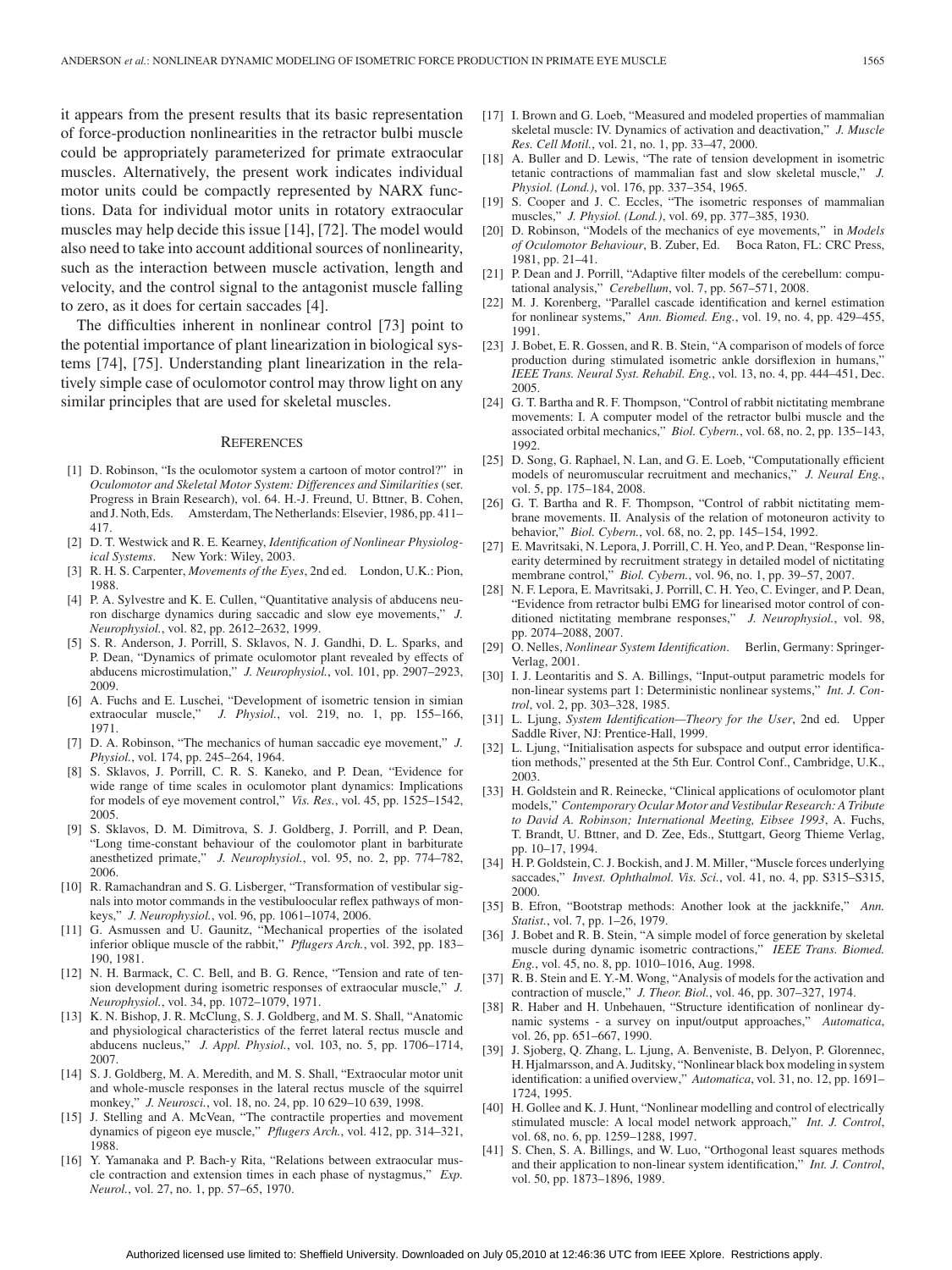it appears from the present results that its basic representation of force-production nonlinearities in the retractor bulbi muscle could be appropriately parameterized for primate extraocular muscles. Alternatively, the present work indicates individual motor units could be compactly represented by NARX functions. Data for individual motor units in rotatory extraocular muscles may help decide this issue [14], [72]. The model would also need to take into account additional sources of nonlinearity, such as the interaction between muscle activation, length and velocity, and the control signal to the antagonist muscle falling to zero, as it does for certain saccades [4].

The difficulties inherent in nonlinear control [73] point to the potential importance of plant linearization in biological systems [74], [75]. Understanding plant linearization in the relatively simple case of oculomotor control may throw light on any similar principles that are used for skeletal muscles.

## References

[1] D. Robinson, "Is the oculomotor system a cartoon of motor control?" in *Oculomotor and Skeletal Motor System: Differences and Similarities* (ser. Progress in Brain Research), vol. 64. H.-J. Freund, U. Bttner, B. Cohen, and J. Noth, Eds. Amsterdam, The Netherlands: Elsevier, 1986, pp. 411–417.

[2] D. T. Westwick and R. E. Kearney, *Identification of Nonlinear Physiological Systems*. New York: Wiley, 2003.

[3] R. H. S. Carpenter, *Movements of the Eyes*, 2nd ed. London, U.K.: Pion, 1988.

[4] P. A. Sylvestre and K. E. Cullen, "Quantitative analysis of abducens neuron discharge dynamics during saccadic and slow eye movements," *J. Neurophysiol.*, vol. 82, pp. 2612–2632, 1999.

[5] S. R. Anderson, J. Porrill, S. Sklavos, N. J. Gandhi, D. L. Sparks, and P. Dean, "Dynamics of primate oculomotor plant revealed by effects of abducens microstimulation," *J. Neurophysiol.*, vol. 101, pp. 2907–2923, 2009.

[6] A. Fuchs and E. Luschei, "Development of isometric tension in simian extraocular muscle," *J. Physiol.*, vol. 219, no. 1, pp. 155–166, 1971.

[7] D. A. Robinson, "The mechanics of human saccadic eye movement," *J. Physiol.*, vol. 174, pp. 245–264, 1964.

[8] S. Sklavos, J. Porrill, C. R. S. Kaneko, and P. Dean, "Evidence for wide range of time scales in oculomotor plant dynamics: Implications for models of eye movement control," *Vis. Res.*, vol. 45, pp. 1525–1542, 2005.

[9] S. Sklavos, D. M. Dimitrova, S. J. Goldberg, J. Porrill, and P. Dean, "Long time-constant behaviour of the coulomotor plant in barbiturate anesthetized primate," *J. Neurophysiol.*, vol. 95, no. 2, pp. 774–782, 2006.

[10] R. Ramachandran and S. G. Lisberger, "Transformation of vestibular signals into motor commands in the vestibuloocular reflex pathways of monkeys," *J. Neurophysiol.*, vol. 96, pp. 1061–1074, 2006.

[11] G. Asmussen and U. Gaunitz, "Mechanical properties of the isolated inferior oblique muscle of the rabbit," *Pflugers Arch.*, vol. 392, pp. 183–190, 1981.

[12] N. H. Barmack, C. C. Bell, and B. G. Rence, "Tension and rate of tension development during isometric responses of extraocular muscle," *J. Neurophysiol.*, vol. 34, pp. 1072–1079, 1971.

[13] K. N. Bishop, J. R. McClung, S. J. Goldberg, and M. S. Shall, "Anatomic and physiological characteristics of the ferret lateral rectus muscle and abducens nucleus," *J. Appl. Physiol.*, vol. 103, no. 5, pp. 1706–1714, 2007.

[14] S. J. Goldberg, M. A. Meredith, and M. S. Shall, "Extraocular motor unit and whole-muscle responses in the lateral rectus muscle of the squirrel monkey," *J. Neurosci.*, vol. 18, no. 24, pp. 10 629–10 639, 1998.

[15] J. Stelling and A. McVean, "The contractile properties and movement dynamics of pigeon eye muscle," *Pflugers Arch.*, vol. 412, pp. 314–321, 1988.

[16] Y. Yamanaka and P. Bach-y Rita, "Relations between extraocular muscle contraction and extension times in each phase of nystagmus," *Exp. Neurol.*, vol. 27, no. 1, pp. 57–65, 1970.

[17] I. Brown and G. Loeb, "Measured and modeled properties of mammalian skeletal muscle: IV. Dynamics of activation and deactivation," *J. Muscle Res. Cell Motil.*, vol. 21, no. 1, pp. 33–47, 2000.

[18] A. Buller and D. Lewis, "The rate of tension development in isometric tetanic contractions of mammalian fast and slow skeletal muscle," *J. Physiol. (Lond.)*, vol. 176, pp. 337–354, 1965.

[19] S. Cooper and J. C. Eccles, "The isometric responses of mammalian muscles," *J. Physiol. (Lond.)*, vol. 69, pp. 377–385, 1930.

[20] D. Robinson, "Models of the mechanics of eye movements," in *Models of Oculomotor Behaviour*, B. Zuber, Ed. Boca Raton, FL: CRC Press, 1981, pp. 21–41.

[21] P. Dean and J. Porrill, "Adaptive filter models of the cerebellum: computational analysis," *Cerebellum*, vol. 7, pp. 567–571, 2008.

[22] M. J. Korenberg, "Parallel cascade identification and kernel estimation for nonlinear systems," *Ann. Biomed. Eng.*, vol. 19, no. 4, pp. 429–455, 1991.

[23] J. Bobet, E. R. Gossen, and R. B. Stein, "A comparison of models of force production during stimulated isometric ankle dorsiflexion in humans," *IEEE Trans. Neural Syst. Rehabil. Eng.*, vol. 13, no. 4, pp. 444–451, Dec. 2005.

[24] G. T. Bartha and R. F. Thompson, "Control of rabbit nictitating membrane movements: I. A computer model of the retractor bulbi muscle and the associated orbital mechanics," *Biol. Cybern.*, vol. 68, no. 2, pp. 135–143, 1992.

[25] D. Song, G. Raphael, N. Lan, and G. E. Loeb, "Computationally efficient models of neuromuscular recruitment and mechanics," *J. Neural Eng.*, vol. 5, pp. 175–184, 2008.

[26] G. T. Bartha and R. F. Thompson, "Control of rabbit nictitating membrane movements. II. Analysis of the relation of motoneuron activity to behavior," *Biol. Cybern.*, vol. 68, no. 2, pp. 145–154, 1992.

[27] E. Mavritsaki, N. Lepora, J. Porrill, C. H. Yeo, and P. Dean, "Response linearity determined by recruitment strategy in detailed model of nictitating membrane control," *Biol. Cybern.*, vol. 96, no. 1, pp. 39–57, 2007.

[28] N. F. Lepora, E. Mavritsaki, J. Porrill, C. H. Yeo, C. Evinger, and P. Dean, "Evidence from retractor bulbi EMG for linearised motor control of conditioned nictitating membrane responses," *J. Neurophysiol.*, vol. 98, pp. 2074–2088, 2007.

[29] O. Nelles, *Nonlinear System Identification*. Berlin, Germany: Springer-Verlag, 2001.

[30] I. J. Leontaritis and S. A. Billings, "Input-output parametric models for non-linear systems part 1: Deterministic nonlinear systems," *Int. J. Control*, vol. 2, pp. 303–328, 1985.

[31] L. Ljung, *System Identification—Theory for the User*, 2nd ed. Upper Saddle River, NJ: Prentice-Hall, 1999.

[32] L. Ljung, "Initialisation aspects for subspace and output error identification methods," presented at the 5th Eur. Control Conf., Cambridge, U.K., 2003.

[33] H. Goldstein and R. Reinecke, "Clinical applications of oculomotor plant models," *Contemporary Ocular Motor and Vestibular Research: A Tribute to David A. Robinson; International Meeting, Eibsee 1993*, A. Fuchs, T. Brandt, U. Bttner, and D. Zee, Eds., Stuttgart, Georg Thieme Verlag, pp. 10–17, 1994.

[34] H. P. Goldstein, C. J. Bockish, and J. M. Miller, "Muscle forces underlying saccades," *Invest. Ophthalmol. Vis. Sci.*, vol. 41, no. 4, pp. S315–S315, 2000.

[35] B. Efron, "Bootstrap methods: Another look at the jackknife," *Ann. Statist.*, vol. 7, pp. 1–26, 1979.

[36] J. Bobet and R. B. Stein, "A simple model of force generation by skeletal muscle during dynamic isometric contractions," *IEEE Trans. Biomed. Eng.*, vol. 45, no. 8, pp. 1010–1016, Aug. 1998.

[37] R. B. Stein and E. Y.-M. Wong, "Analysis of models for the activation and contraction of muscle," *J. Theor. Biol.*, vol. 46, pp. 307–327, 1974.

[38] R. Haber and H. Unbehauen, "Structure identification of nonlinear dynamic systems - a survey on input/output approaches," *Automatica*, vol. 26, pp. 651–667, 1990.

[39] J. Sjoberg, Q. Zhang, L. Ljung, A. Benveniste, B. Delyon, P. Glorennec, H. Hjalmarsson, and A. Juditsky, "Nonlinear black box modeling in system identification: a unified overview," *Automatica*, vol. 31, no. 12, pp. 1691–1724, 1995.

[40] H. Gollee and K. J. Hunt, "Nonlinear modelling and control of electrically stimulated muscle: A local model network approach," *Int. J. Control*, vol. 68, no. 6, pp. 1259–1288, 1997.

[41] S. Chen, S. A. Billings, and W. Luo, "Orthogonal least squares methods and their application to non-linear system identification," *Int. J. Control*, vol. 50, pp. 1873–1896, 1989.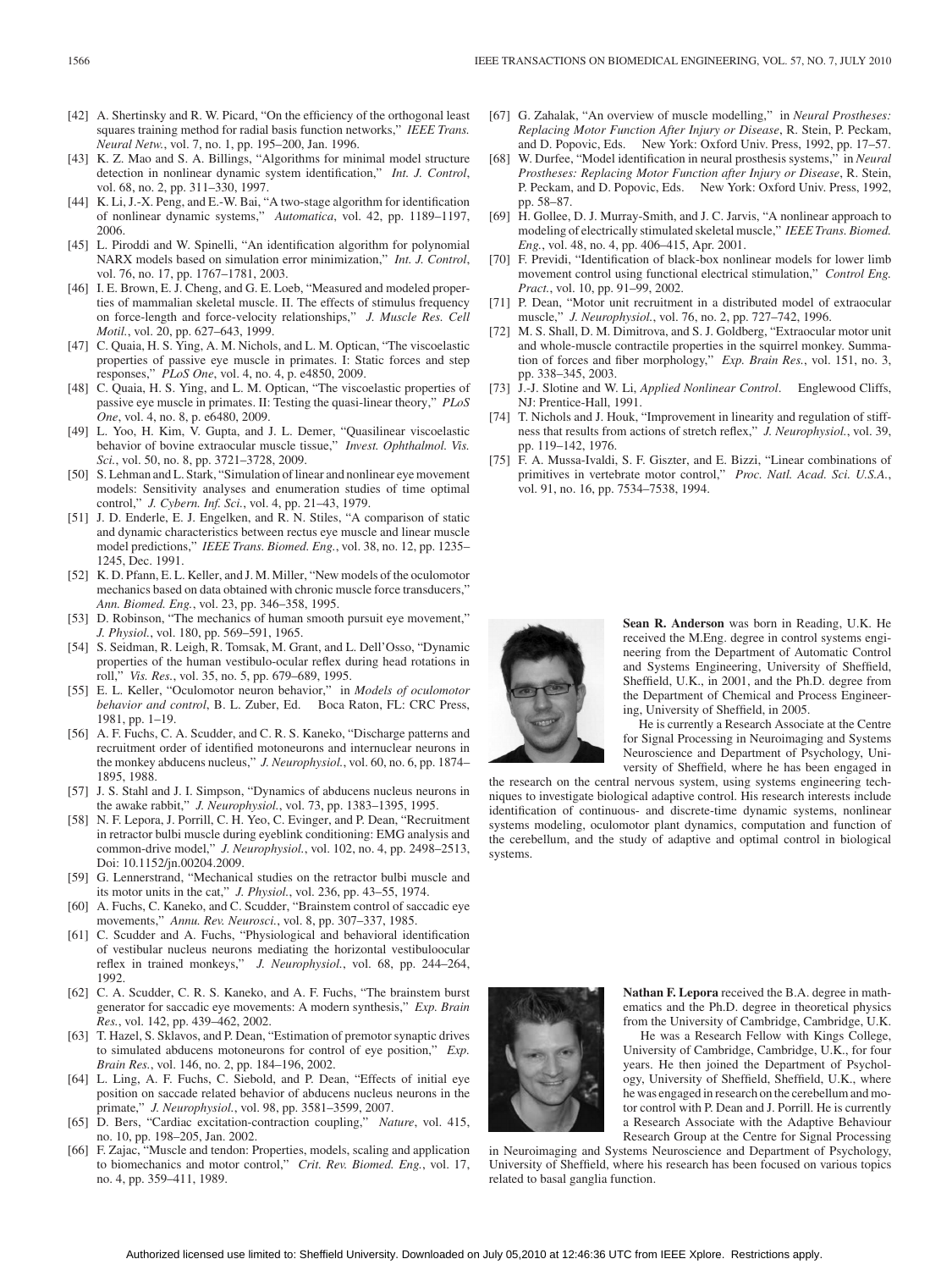[42] A. Shertinsky and R. W. Picard, "On the efficiency of the orthogonal least squares training method for radial basis function networks," *IEEE Trans. Neural Netw.*, vol. 7, no. 1, pp. 195–200, Jan. 1996.

[43] K. Z. Mao and S. A. Billings, "Algorithms for minimal model structure detection in nonlinear dynamic system identification," *Int. J. Control*, vol. 68, no. 2, pp. 311–330, 1997.

[44] K. Li, J.-X. Peng, and E.-W. Bai, "A two-stage algorithm for identification of nonlinear dynamic systems," *Automatica*, vol. 42, pp. 1189–1197, 2006.

[45] L. Piroddi and W. Spinelli, "An identification algorithm for polynomial NARX models based on simulation error minimization," *Int. J. Control*, vol. 76, no. 17, pp. 1767–1781, 2003.

[46] I. E. Brown, E. J. Cheng, and G. E. Loeb, "Measured and modeled properties of mammalian skeletal muscle. II. The effects of stimulus frequency on force-length and force-velocity relationships," *J. Muscle Res. Cell Motil.*, vol. 20, pp. 627–643, 1999.

[47] C. Quaia, H. S. Ying, A. M. Nichols, and L. M. Optican, "The viscoelastic properties of passive eye muscle in primates. I: Static forces and step responses," *PLoS One*, vol. 4, no. 4, p. e4850, 2009.

[48] C. Quaia, H. S. Ying, and L. M. Optican, "The viscoelastic properties of passive eye muscle in primates. II: Testing the quasi-linear theory," *PLoS One*, vol. 4, no. 8, p. e6480, 2009.

[49] L. Yoo, H. Kim, V. Gupta, and J. L. Demer, "Quasilinear viscoelastic behavior of bovine extraocular muscle tissue," *Invest. Ophthalmol. Vis. Sci.*, vol. 50, no. 8, pp. 3721–3728, 2009.

[50] S. Lehman and L. Stark, "Simulation of linear and nonlinear eye movement models: Sensitivity analyses and enumeration studies of time optimal control," *J. Cybern. Inf. Sci.*, vol. 4, pp. 21–43, 1979.

[51] J. D. Enderle, E. J. Engelken, and R. N. Stiles, "A comparison of static and dynamic characteristics between rectus eye muscle and linear muscle model predictions," *IEEE Trans. Biomed. Eng.*, vol. 38, no. 12, pp. 1235–1245, Dec. 1991.

[52] K. D. Pfann, E. L. Keller, and J. M. Miller, "New models of the oculomotor mechanics based on data obtained with chronic muscle force transducers," *Ann. Biomed. Eng.*, vol. 23, pp. 346–358, 1995.

[53] D. Robinson, "The mechanics of human smooth pursuit eye movement," *J. Physiol.*, vol. 180, pp. 569–591, 1965.

[54] S. Seidman, R. Leigh, R. Tomsak, M. Grant, and L. Dell'Osso, "Dynamic properties of the human vestibulo-ocular reflex during head rotations in roll," *Vis. Res.*, vol. 35, no. 5, pp. 679–689, 1995.

[55] E. L. Keller, "Oculomotor neuron behavior," in *Models of oculomotor behavior and control*, B. L. Zuber, Ed. Boca Raton, FL: CRC Press, 1981, pp. 1–19.

[56] A. F. Fuchs, C. A. Scudder, and C. R. S. Kaneko, "Discharge patterns and recruitment order of identified motoneurons and internuclear neurons in the monkey abducens nucleus," *J. Neurophysiol.*, vol. 60, no. 6, pp. 1874–1895, 1988.

[57] J. S. Stahl and J. I. Simpson, "Dynamics of abducens nucleus neurons in the awake rabbit," *J. Neurophysiol.*, vol. 73, pp. 1383–1395, 1995.

[58] N. F. Lepora, J. Porrill, C. H. Yeo, C. Evinger, and P. Dean, "Recruitment in retractor bulbi muscle during eyeblink conditioning: EMG analysis and common-drive model," *J. Neurophysiol.*, vol. 102, no. 4, pp. 2498–2513, Doi: 10.1152/jn.00204.2009.

[59] G. Lennerstrand, "Mechanical studies on the retractor bulbi muscle and its motor units in the cat," *J. Physiol.*, vol. 236, pp. 43–55, 1974.

[60] A. Fuchs, C. Kaneko, and C. Scudder, "Brainstem control of saccadic eye movements," *Annu. Rev. Neurosci.*, vol. 8, pp. 307–337, 1985.

[61] C. Scudder and A. Fuchs, "Physiological and behavioral identification of vestibular nucleus neurons mediating the horizontal vestibuloocular reflex in trained monkeys," *J. Neurophysiol.*, vol. 68, pp. 244–264, 1992.

[62] C. A. Scudder, C. R. S. Kaneko, and A. F. Fuchs, "The brainstem burst generator for saccadic eye movements: A modern synthesis," *Exp. Brain Res.*, vol. 142, pp. 439–462, 2002.

[63] T. Hazel, S. Sklavos, and P. Dean, "Estimation of premotor synaptic drives to simulated abducens motoneurons for control of eye position," *Exp. Brain Res.*, vol. 146, no. 2, pp. 184–196, 2002.

[64] L. Ling, A. F. Fuchs, C. Siebold, and P. Dean, "Effects of initial eye position on saccade related behavior of abducens nucleus neurons in the primate," *J. Neurophysiol.*, vol. 98, pp. 3581–3599, 2007.

[65] D. Bers, "Cardiac excitation-contraction coupling," *Nature*, vol. 415, no. 10, pp. 198–205, Jan. 2002.

[66] F. Zajac, "Muscle and tendon: Properties, models, scaling and application to biomechanics and motor control," *Crit. Rev. Biomed. Eng.*, vol. 17, no. 4, pp. 359–411, 1989.

[67] G. Zahalak, "An overview of muscle modelling," in *Neural Prostheses: Replacing Motor Function After Injury or Disease*, R. Stein, P. Peckam, and D. Popovic, Eds. New York: Oxford Univ. Press, 1992, pp. 17–57.

[68] W. Durfee, "Model identification in neural prosthesis systems," in *Neural Prostheses: Replacing Motor Function after Injury or Disease*, R. Stein, P. Peckam, and D. Popovic, Eds. New York: Oxford Univ. Press, 1992, pp. 58–87.

[69] H. Gollee, D. J. Murray-Smith, and J. C. Jarvis, "A nonlinear approach to modeling of electrically stimulated skeletal muscle," *IEEE Trans. Biomed. Eng.*, vol. 48, no. 4, pp. 406–415, Apr. 2001.

[70] F. Previdi, "Identification of black-box nonlinear models for lower limb movement control using functional electrical stimulation," *Control Eng. Pract.*, vol. 10, pp. 91–99, 2002.

[71] P. Dean, "Motor unit recruitment in a distributed model of extraocular muscle," *J. Neurophysiol.*, vol. 76, no. 2, pp. 727–742, 1996.

[72] M. S. Shall, D. M. Dimitrova, and S. J. Goldberg, "Extraocular motor unit and whole-muscle contractile properties in the squirrel monkey. Summation of forces and fiber morphology," *Exp. Brain Res.*, vol. 151, no. 3, pp. 338–345, 2003.

[73] J.-J. Slotine and W. Li, *Applied Nonlinear Control*. Englewood Cliffs, NJ: Prentice-Hall, 1991.

[74] T. Nichols and J. Houk, "Improvement in linearity and regulation of stiffness that results from actions of stretch reflex," *J. Neurophysiol.*, vol. 39, pp. 119–142, 1976.

[75] F. A. Mussa-Ivaldi, S. F. Giszter, and E. Bizzi, "Linear combinations of primitives in vertebrate motor control," *Proc. Natl. Acad. Sci. U.S.A.*, vol. 91, no. 16, pp. 7534–7538, 1994.

**Sean R. Anderson** was born in Reading, U.K. He received the M.Eng. degree in control systems engineering from the Department of Automatic Control and Systems Engineering, University of Sheffield, Sheffield, U.K., in 2001, and the Ph.D. degree from the Department of Chemical and Process Engineering, University of Sheffield, in 2005.

He is currently a Research Associate at the Centre for Signal Processing in Neuroimaging and Systems Neuroscience and Department of Psychology, University of Sheffield, where he has been engaged in the research on the central nervous system, using systems engineering techniques to investigate biological adaptive control. His research interests include identification of continuous- and discrete-time dynamic systems, nonlinear systems modeling, oculomotor plant dynamics, computation and function of the cerebellum, and the study of adaptive and optimal control in biological systems.

**Nathan F. Lepora** received the B.A. degree in mathematics and the Ph.D. degree in theoretical physics from the University of Cambridge, Cambridge, U.K.

He was a Research Fellow with Kings College, University of Cambridge, Cambridge, U.K., for four years. He then joined the Department of Psychology, University of Sheffield, Sheffield, U.K., where he was engaged in research on the cerebellum and motor control with P. Dean and J. Porrill. He is currently a Research Associate with the Adaptive Behaviour Research Group at the Centre for Signal Processing in Neuroimaging and Systems Neuroscience and Department of Psychology, University of Sheffield, where his research has been focused on various topics related to basal ganglia function.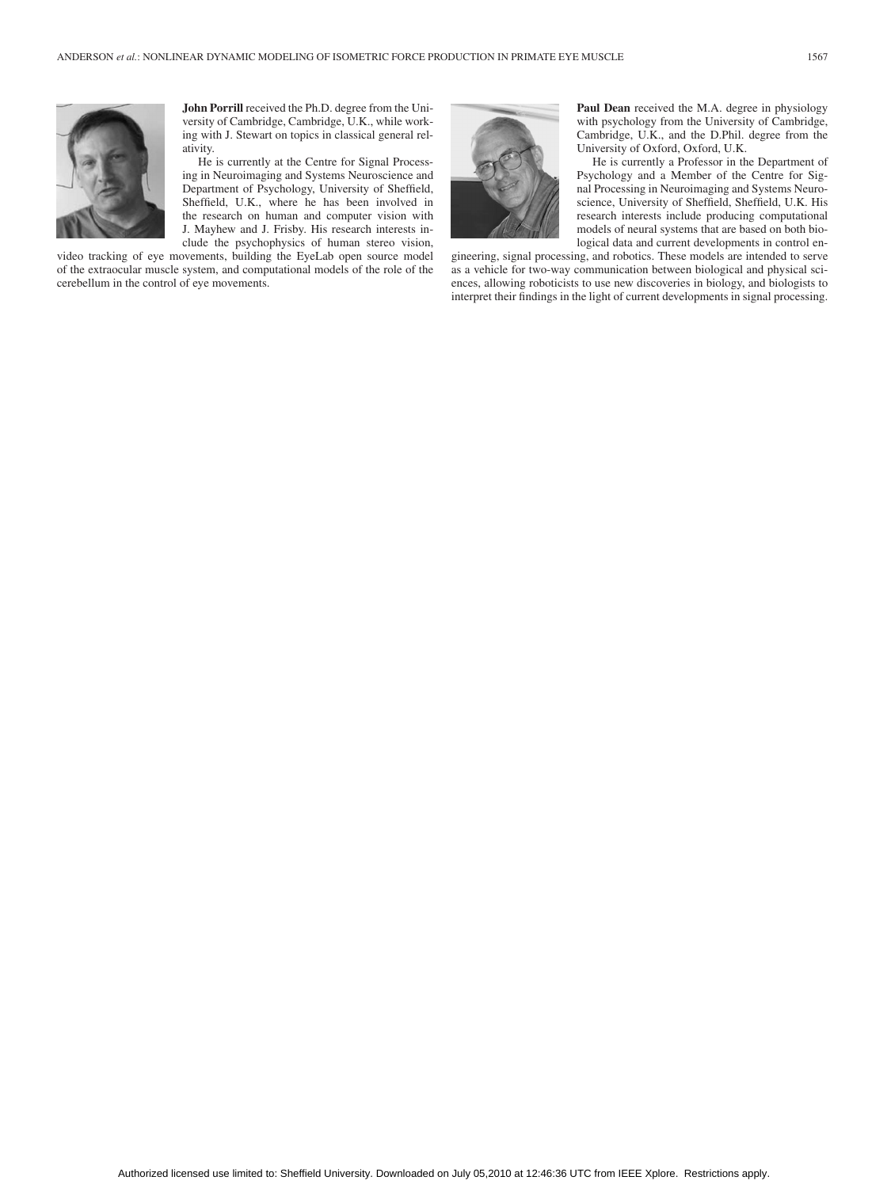**John Porrill** received the Ph.D. degree from the University of Cambridge, Cambridge, U.K., while working with J. Stewart on topics in classical general relativity.

He is currently at the Centre for Signal Processing in Neuroimaging and Systems Neuroscience and Department of Psychology, University of Sheffield, Sheffield, U.K., where he has been involved in the research on human and computer vision with J. Mayhew and J. Frisby. His research interests include the psychophysics of human stereo vision, video tracking of eye movements, building the EyeLab open source model of the extraocular muscle system, and computational models of the role of the cerebellum in the control of eye movements.

**Paul Dean** received the M.A. degree in physiology with psychology from the University of Cambridge, Cambridge, U.K., and the D.Phil. degree from the University of Oxford, Oxford, U.K.

He is currently a Professor in the Department of Psychology and a Member of the Centre for Signal Processing in Neuroimaging and Systems Neuroscience, University of Sheffield, Sheffield, U.K. His research interests include producing computational models of neural systems that are based on both biological data and current developments in control engineering, signal processing, and robotics. These models are intended to serve as a vehicle for two-way communication between biological and physical sciences, allowing roboticists to use new discoveries in biology, and biologists to interpret their findings in the light of current developments in signal processing.